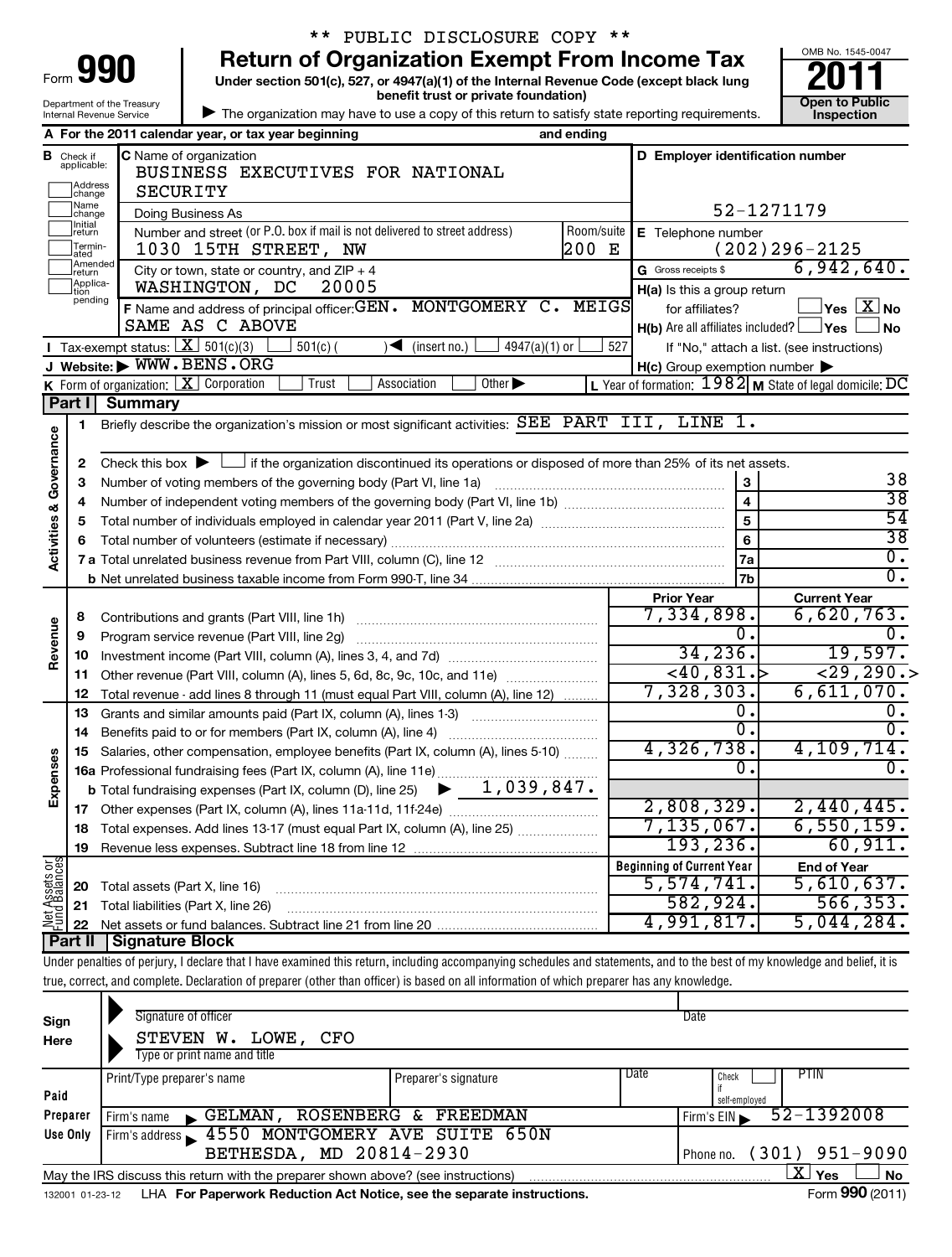\*\* PUBLIC DISCLOSURE COPY \*\*

Form **990**

# Return of Organization Exempt From Income Tax

**Under section 501(c), 527, or 4947(a)(1) of the Internal Revenue Code (except black lung benefit trust or private foundation)**

Department of the Treasury
Internal Revenue Service

▶ The organization may have to use a copy of this return to satisfy state reporting requirements.

OMB No. 1545-0047

**2011**

**Open to Public Inspection**

**A** For the 2011 calendar year, or tax year beginning and ending

**B** Check if applicable: Address change, Name change, Initial return, Terminated, Amended return, Application pending

**C** Name of organization
BUSINESS EXECUTIVES FOR NATIONAL SECURITY

Doing Business As

Number and street (or P.O. box if mail is not delivered to street address): 1030 15TH STREET, NW — Room/suite: 200 E

City or town, state or country, and ZIP + 4: WASHINGTON, DC 20005

**D** Employer identification number: 52-1271179

**E** Telephone number: (202)296-2125

**G** Gross receipts $ 6,942,640.

**F** Name and address of principal officer: GEN. MONTGOMERY C. MEIGS
SAME AS C ABOVE

**H(a)** Is this a group return for affiliates? ☐ Yes ☒ No

**H(b)** Are all affiliates included? ☐ Yes ☐ No
If "No," attach a list. (see instructions)

**I** Tax-exempt status: ☒ 501(c)(3) ☐ 501(c) ( ) ◀ (insert no.) ☐ 4947(a)(1) or ☐ 527

**J** Website: ▶ WWW.BENS.ORG

**H(c)** Group exemption number ▶

**K** Form of organization: ☒ Corporation ☐ Trust ☐ Association ☐ Other ▶

**L** Year of formation: 1982 **M** State of legal domicile: DC

## Part I Summary

**Activities & Governance**

1 Briefly describe the organization's mission or most significant activities: SEE PART III, LINE 1.

2 Check this box ▶ ☐ if the organization discontinued its operations or disposed of more than 25% of its net assets.

| | | | |
|---|---|---|---|
| 3 | Number of voting members of the governing body (Part VI, line 1a) | 3 | 38 |
| 4 | Number of independent voting members of the governing body (Part VI, line 1b) | 4 | 38 |
| 5 | Total number of individuals employed in calendar year 2011 (Part V, line 2a) | 5 | 54 |
| 6 | Total number of volunteers (estimate if necessary) | 6 | 38 |
| 7a | Total unrelated business revenue from Part VIII, column (C), line 12 | 7a | 0. |
| b | Net unrelated business taxable income from Form 990-T, line 34 | 7b | 0. |

| | | | Prior Year | Current Year |
|---|---|---|---|---|
| **Revenue** | 8 | Contributions and grants (Part VIII, line 1h) | 7,334,898. | 6,620,763. |
| | 9 | Program service revenue (Part VIII, line 2g) | 0. | 0. |
| | 10 | Investment income (Part VIII, column (A), lines 3, 4, and 7d) | 34,236. | 19,597. |
| | 11 | Other revenue (Part VIII, column (A), lines 5, 6d, 8c, 9c, 10c, and 11e) | <40,831.> | <29,290.> |
| | 12 | Total revenue - add lines 8 through 11 (must equal Part VIII, column (A), line 12) | 7,328,303. | 6,611,070. |
| **Expenses** | 13 | Grants and similar amounts paid (Part IX, column (A), lines 1-3) | 0. | 0. |
| | 14 | Benefits paid to or for members (Part IX, column (A), line 4) | 0. | 0. |
| | 15 | Salaries, other compensation, employee benefits (Part IX, column (A), lines 5-10) | 4,326,738. | 4,109,714. |
| | 16a | Professional fundraising fees (Part IX, column (A), line 11e) | 0. | 0. |
| | b | Total fundraising expenses (Part IX, column (D), line 25) ▶ 1,039,847. | | |
| | 17 | Other expenses (Part IX, column (A), lines 11a-11d, 11f-24e) | 2,808,329. | 2,440,445. |
| | 18 | Total expenses. Add lines 13-17 (must equal Part IX, column (A), line 25) | 7,135,067. | 6,550,159. |
| | 19 | Revenue less expenses. Subtract line 18 from line 12 | 193,236. | 60,911. |
| | | | **Beginning of Current Year** | **End of Year** |
| **Net Assets or Fund Balances** | 20 | Total assets (Part X, line 16) | 5,574,741. | 5,610,637. |
| | 21 | Total liabilities (Part X, line 26) | 582,924. | 566,353. |
| | 22 | Net assets or fund balances. Subtract line 21 from line 20 | 4,991,817. | 5,044,284. |

## Part II Signature Block

Under penalties of perjury, I declare that I have examined this return, including accompanying schedules and statements, and to the best of my knowledge and belief, it is true, correct, and complete. Declaration of preparer (other than officer) is based on all information of which preparer has any knowledge.

**Sign Here**

Signature of officer — Date

STEVEN W. LOWE, CFO
Type or print name and title

**Paid Preparer Use Only**

| Print/Type preparer's name | Preparer's signature | Date | Check ☐ if self-employed | PTIN |
|---|---|---|---|---|
| | | | | |

Firm's name ▶ GELMAN, ROSENBERG & FREEDMAN — Firm's EIN ▶ 52-1392008

Firm's address ▶ 4550 MONTGOMERY AVE SUITE 650N, BETHESDA, MD 20814-2930 — Phone no. (301) 951-9090

May the IRS discuss this return with the preparer shown above? (see instructions) ☒ Yes ☐ No

132001 01-23-12 LHA For Paperwork Reduction Act Notice, see the separate instructions. Form 990 (2011)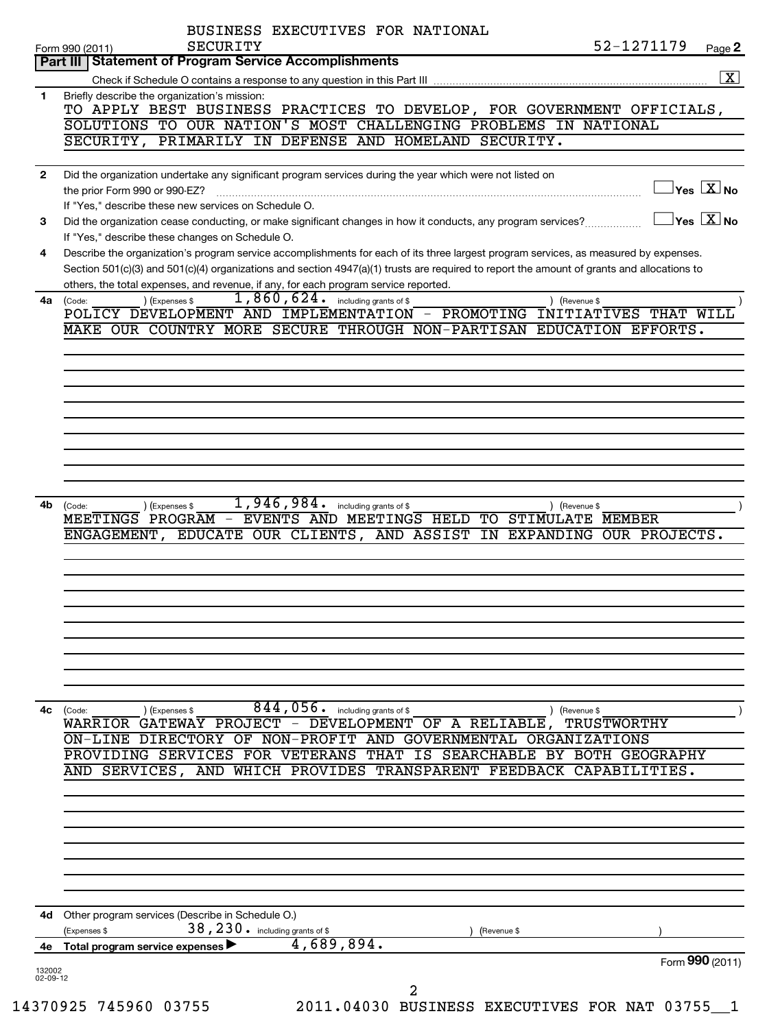BUSINESS EXECUTIVES FOR NATIONAL SECURITY

Form 990 (2011) 52-1271179 Page **2**

## Part III Statement of Program Service Accomplishments

Check if Schedule O contains a response to any question in this Part III [X]

**1** Briefly describe the organization's mission:

TO APPLY BEST BUSINESS PRACTICES TO DEVELOP, FOR GOVERNMENT OFFICIALS, SOLUTIONS TO OUR NATION'S MOST CHALLENGING PROBLEMS IN NATIONAL SECURITY, PRIMARILY IN DEFENSE AND HOMELAND SECURITY.

**2** Did the organization undertake any significant program services during the year which were not listed on the prior Form 990 or 990-EZ? [ ] Yes [X] No

If "Yes," describe these new services on Schedule O.

**3** Did the organization cease conducting, or make significant changes in how it conducts, any program services? [ ] Yes [X] No

If "Yes," describe these changes on Schedule O.

**4** Describe the organization's program service accomplishments for each of its three largest program services, as measured by expenses. Section 501(c)(3) and 501(c)(4) organizations and section 4947(a)(1) trusts are required to report the amount of grants and allocations to others, the total expenses, and revenue, if any, for each program service reported.

**4a** (Code: ) (Expenses $ 1,860,624. including grants of $ ) (Revenue $ )

POLICY DEVELOPMENT AND IMPLEMENTATION - PROMOTING INITIATIVES THAT WILL MAKE OUR COUNTRY MORE SECURE THROUGH NON-PARTISAN EDUCATION EFFORTS.

**4b** (Code: ) (Expenses $ 1,946,984. including grants of $ ) (Revenue $ )

MEETINGS PROGRAM - EVENTS AND MEETINGS HELD TO STIMULATE MEMBER ENGAGEMENT, EDUCATE OUR CLIENTS, AND ASSIST IN EXPANDING OUR PROJECTS.

**4c** (Code: ) (Expenses $ 844,056. including grants of $ ) (Revenue $ )

WARRIOR GATEWAY PROJECT - DEVELOPMENT OF A RELIABLE, TRUSTWORTHY ON-LINE DIRECTORY OF NON-PROFIT AND GOVERNMENTAL ORGANIZATIONS PROVIDING SERVICES FOR VETERANS THAT IS SEARCHABLE BY BOTH GEOGRAPHY AND SERVICES, AND WHICH PROVIDES TRANSPARENT FEEDBACK CAPABILITIES.

**4d** Other program services (Describe in Schedule O.)

(Expenses $ 38,230. including grants of $ ) (Revenue $ )

**4e** **Total program service expenses** ▶ 4,689,894.

Form **990** (2011)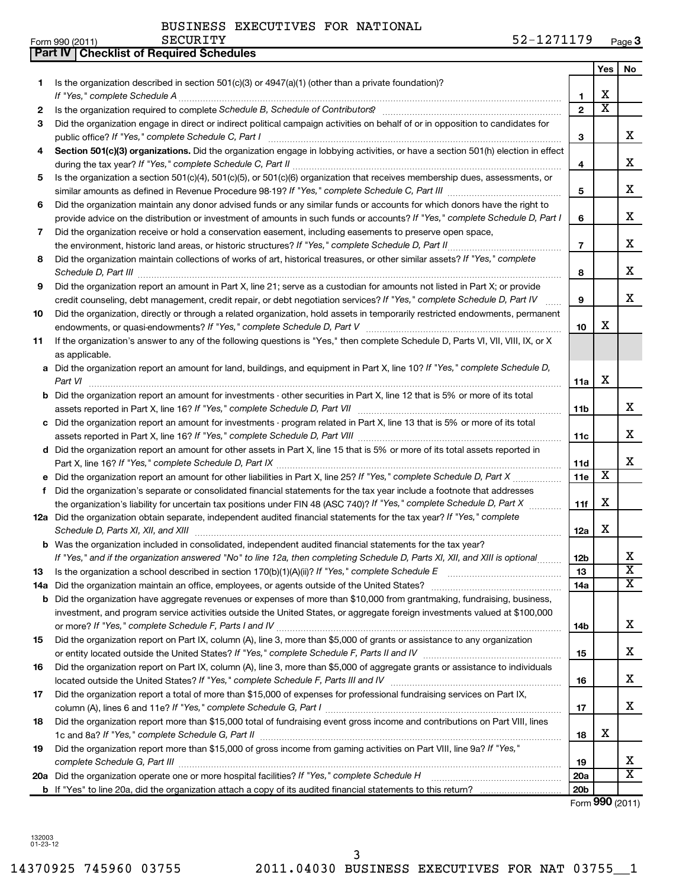BUSINESS EXECUTIVES FOR NATIONAL SECURITY

Form 990 (2011) 52-1271179 Page 3

**Part IV | Checklist of Required Schedules**

| | | | Yes | No |
|---|---|---|---|---|
| 1 | Is the organization described in section 501(c)(3) or 4947(a)(1) (other than a private foundation)? *If "Yes," complete Schedule A* | 1 | X | |
| 2 | Is the organization required to complete *Schedule B, Schedule of Contributors*? | 2 | X | |
| 3 | Did the organization engage in direct or indirect political campaign activities on behalf of or in opposition to candidates for public office? *If "Yes," complete Schedule C, Part I* | 3 | | X |
| 4 | **Section 501(c)(3) organizations.** Did the organization engage in lobbying activities, or have a section 501(h) election in effect during the tax year? *If "Yes," complete Schedule C, Part II* | 4 | | X |
| 5 | Is the organization a section 501(c)(4), 501(c)(5), or 501(c)(6) organization that receives membership dues, assessments, or similar amounts as defined in Revenue Procedure 98-19? *If "Yes," complete Schedule C, Part III* | 5 | | X |
| 6 | Did the organization maintain any donor advised funds or any similar funds or accounts for which donors have the right to provide advice on the distribution or investment of amounts in such funds or accounts? *If "Yes," complete Schedule D, Part I* | 6 | | X |
| 7 | Did the organization receive or hold a conservation easement, including easements to preserve open space, the environment, historic land areas, or historic structures? *If "Yes," complete Schedule D, Part II* | 7 | | X |
| 8 | Did the organization maintain collections of works of art, historical treasures, or other similar assets? *If "Yes," complete Schedule D, Part III* | 8 | | X |
| 9 | Did the organization report an amount in Part X, line 21; serve as a custodian for amounts not listed in Part X; or provide credit counseling, debt management, credit repair, or debt negotiation services? *If "Yes," complete Schedule D, Part IV* | 9 | | X |
| 10 | Did the organization, directly or through a related organization, hold assets in temporarily restricted endowments, permanent endowments, or quasi-endowments? *If "Yes," complete Schedule D, Part V* | 10 | X | |
| 11 | If the organization's answer to any of the following questions is "Yes," then complete Schedule D, Parts VI, VII, VIII, IX, or X as applicable. | | | |
| a | Did the organization report an amount for land, buildings, and equipment in Part X, line 10? *If "Yes," complete Schedule D, Part VI* | 11a | X | |
| b | Did the organization report an amount for investments - other securities in Part X, line 12 that is 5% or more of its total assets reported in Part X, line 16? *If "Yes," complete Schedule D, Part VII* | 11b | | X |
| c | Did the organization report an amount for investments - program related in Part X, line 13 that is 5% or more of its total assets reported in Part X, line 16? *If "Yes," complete Schedule D, Part VIII* | 11c | | X |
| d | Did the organization report an amount for other assets in Part X, line 15 that is 5% or more of its total assets reported in Part X, line 16? *If "Yes," complete Schedule D, Part IX* | 11d | | X |
| e | Did the organization report an amount for other liabilities in Part X, line 25? *If "Yes," complete Schedule D, Part X* | 11e | X | |
| f | Did the organization's separate or consolidated financial statements for the tax year include a footnote that addresses the organization's liability for uncertain tax positions under FIN 48 (ASC 740)? *If "Yes," complete Schedule D, Part X* | 11f | X | |
| 12a | Did the organization obtain separate, independent audited financial statements for the tax year? *If "Yes," complete Schedule D, Parts XI, XII, and XIII* | 12a | X | |
| b | Was the organization included in consolidated, independent audited financial statements for the tax year? *If "Yes," and if the organization answered "No" to line 12a, then completing Schedule D, Parts XI, XII, and XIII is optional* | 12b | | X |
| 13 | Is the organization a school described in section 170(b)(1)(A)(ii)? *If "Yes," complete Schedule E* | 13 | | X |
| 14a | Did the organization maintain an office, employees, or agents outside of the United States? | 14a | | X |
| b | Did the organization have aggregate revenues or expenses of more than $10,000 from grantmaking, fundraising, business, investment, and program service activities outside the United States, or aggregate foreign investments valued at $100,000 or more? *If "Yes," complete Schedule F, Parts I and IV* | 14b | | X |
| 15 | Did the organization report on Part IX, column (A), line 3, more than $5,000 of grants or assistance to any organization or entity located outside the United States? *If "Yes," complete Schedule F, Parts II and IV* | 15 | | X |
| 16 | Did the organization report on Part IX, column (A), line 3, more than $5,000 of aggregate grants or assistance to individuals located outside the United States? *If "Yes," complete Schedule F, Parts III and IV* | 16 | | X |
| 17 | Did the organization report a total of more than $15,000 of expenses for professional fundraising services on Part IX, column (A), lines 6 and 11e? *If "Yes," complete Schedule G, Part I* | 17 | | X |
| 18 | Did the organization report more than $15,000 total of fundraising event gross income and contributions on Part VIII, lines 1c and 8a? *If "Yes," complete Schedule G, Part II* | 18 | X | |
| 19 | Did the organization report more than $15,000 of gross income from gaming activities on Part VIII, line 9a? *If "Yes," complete Schedule G, Part III* | 19 | | X |
| 20a | Did the organization operate one or more hospital facilities? *If "Yes," complete Schedule H* | 20a | | X |
| b | If "Yes" to line 20a, did the organization attach a copy of its audited financial statements to this return? | 20b | | |

Form **990** (2011)

132003 01-23-12

14370925 745960 03755 2011.04030 BUSINESS EXECUTIVES FOR NAT 03755__1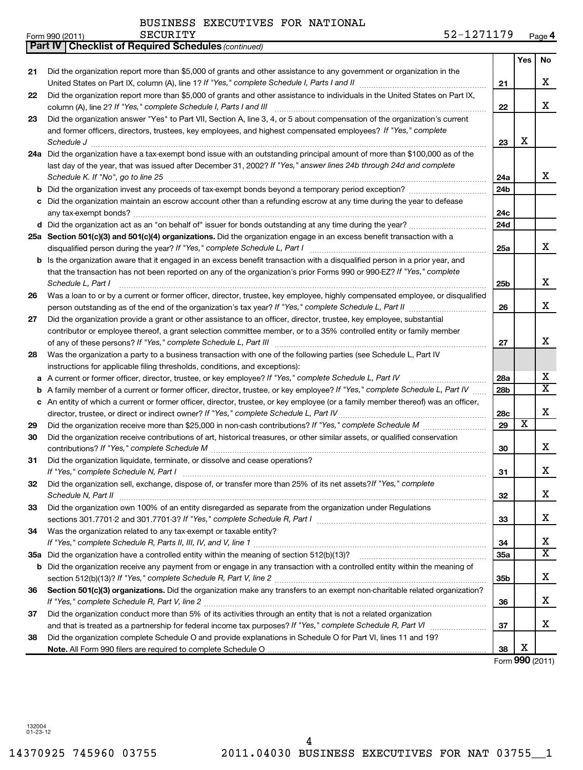BUSINESS EXECUTIVES FOR NATIONAL SECURITY

Form 990 (2011) SECURITY 52-1271179 Page 4

**Part IV | Checklist of Required Schedules** *(continued)*

| | | | Yes | No |
|---|---|---|---|---|
| 21 | Did the organization report more than $5,000 of grants and other assistance to any government or organization in the United States on Part IX, column (A), line 1? *If "Yes," complete Schedule I, Parts I and II* | 21 | | X |
| 22 | Did the organization report more than $5,000 of grants and other assistance to individuals in the United States on Part IX, column (A), line 2? *If "Yes," complete Schedule I, Parts I and III* | 22 | | X |
| 23 | Did the organization answer "Yes" to Part VII, Section A, line 3, 4, or 5 about compensation of the organization's current and former officers, directors, trustees, key employees, and highest compensated employees? *If "Yes," complete Schedule J* | 23 | X | |
| 24a | Did the organization have a tax-exempt bond issue with an outstanding principal amount of more than $100,000 as of the last day of the year, that was issued after December 31, 2002? *If "Yes," answer lines 24b through 24d and complete Schedule K. If "No", go to line 25* | 24a | | X |
| b | Did the organization invest any proceeds of tax-exempt bonds beyond a temporary period exception? | 24b | | |
| c | Did the organization maintain an escrow account other than a refunding escrow at any time during the year to defease any tax-exempt bonds? | 24c | | |
| d | Did the organization act as an "on behalf of" issuer for bonds outstanding at any time during the year? | 24d | | |
| 25a | **Section 501(c)(3) and 501(c)(4) organizations.** Did the organization engage in an excess benefit transaction with a disqualified person during the year? *If "Yes," complete Schedule L, Part I* | 25a | | X |
| b | Is the organization aware that it engaged in an excess benefit transaction with a disqualified person in a prior year, and that the transaction has not been reported on any of the organization's prior Forms 990 or 990-EZ? *If "Yes," complete Schedule L, Part I* | 25b | | X |
| 26 | Was a loan to or by a current or former officer, director, trustee, key employee, highly compensated employee, or disqualified person outstanding as of the end of the organization's tax year? *If "Yes," complete Schedule L, Part II* | 26 | | X |
| 27 | Did the organization provide a grant or other assistance to an officer, director, trustee, key employee, substantial contributor or employee thereof, a grant selection committee member, or to a 35% controlled entity or family member of any of these persons? *If "Yes," complete Schedule L, Part III* | 27 | | X |
| 28 | Was the organization a party to a business transaction with one of the following parties (see Schedule L, Part IV instructions for applicable filing thresholds, conditions, and exceptions): | | | |
| a | A current or former officer, director, trustee, or key employee? *If "Yes," complete Schedule L, Part IV* | 28a | | X |
| b | A family member of a current or former officer, director, trustee, or key employee? *If "Yes," complete Schedule L, Part IV* | 28b | | X |
| c | An entity of which a current or former officer, director, trustee, or key employee (or a family member thereof) was an officer, director, trustee, or direct or indirect owner? *If "Yes," complete Schedule L, Part IV* | 28c | | X |
| 29 | Did the organization receive more than $25,000 in non-cash contributions? *If "Yes," complete Schedule M* | 29 | X | |
| 30 | Did the organization receive contributions of art, historical treasures, or other similar assets, or qualified conservation contributions? *If "Yes," complete Schedule M* | 30 | | X |
| 31 | Did the organization liquidate, terminate, or dissolve and cease operations? *If "Yes," complete Schedule N, Part I* | 31 | | X |
| 32 | Did the organization sell, exchange, dispose of, or transfer more than 25% of its net assets? *If "Yes," complete Schedule N, Part II* | 32 | | X |
| 33 | Did the organization own 100% of an entity disregarded as separate from the organization under Regulations sections 301.7701-2 and 301.7701-3? *If "Yes," complete Schedule R, Part I* | 33 | | X |
| 34 | Was the organization related to any tax-exempt or taxable entity? *If "Yes," complete Schedule R, Parts II, III, IV, and V, line 1* | 34 | | X |
| 35a | Did the organization have a controlled entity within the meaning of section 512(b)(13)? | 35a | | X |
| b | Did the organization receive any payment from or engage in any transaction with a controlled entity within the meaning of section 512(b)(13)? *If "Yes," complete Schedule R, Part V, line 2* | 35b | | X |
| 36 | **Section 501(c)(3) organizations.** Did the organization make any transfers to an exempt non-charitable related organization? *If "Yes," complete Schedule R, Part V, line 2* | 36 | | X |
| 37 | Did the organization conduct more than 5% of its activities through an entity that is not a related organization and that is treated as a partnership for federal income tax purposes? *If "Yes," complete Schedule R, Part VI* | 37 | | X |
| 38 | Did the organization complete Schedule O and provide explanations in Schedule O for Part VI, lines 11 and 19? **Note.** All Form 990 filers are required to complete Schedule O | 38 | X | |

Form **990** (2011)

132004 01-23-12

14370925 745960 03755 2011.04030 BUSINESS EXECUTIVES FOR NAT 03755__1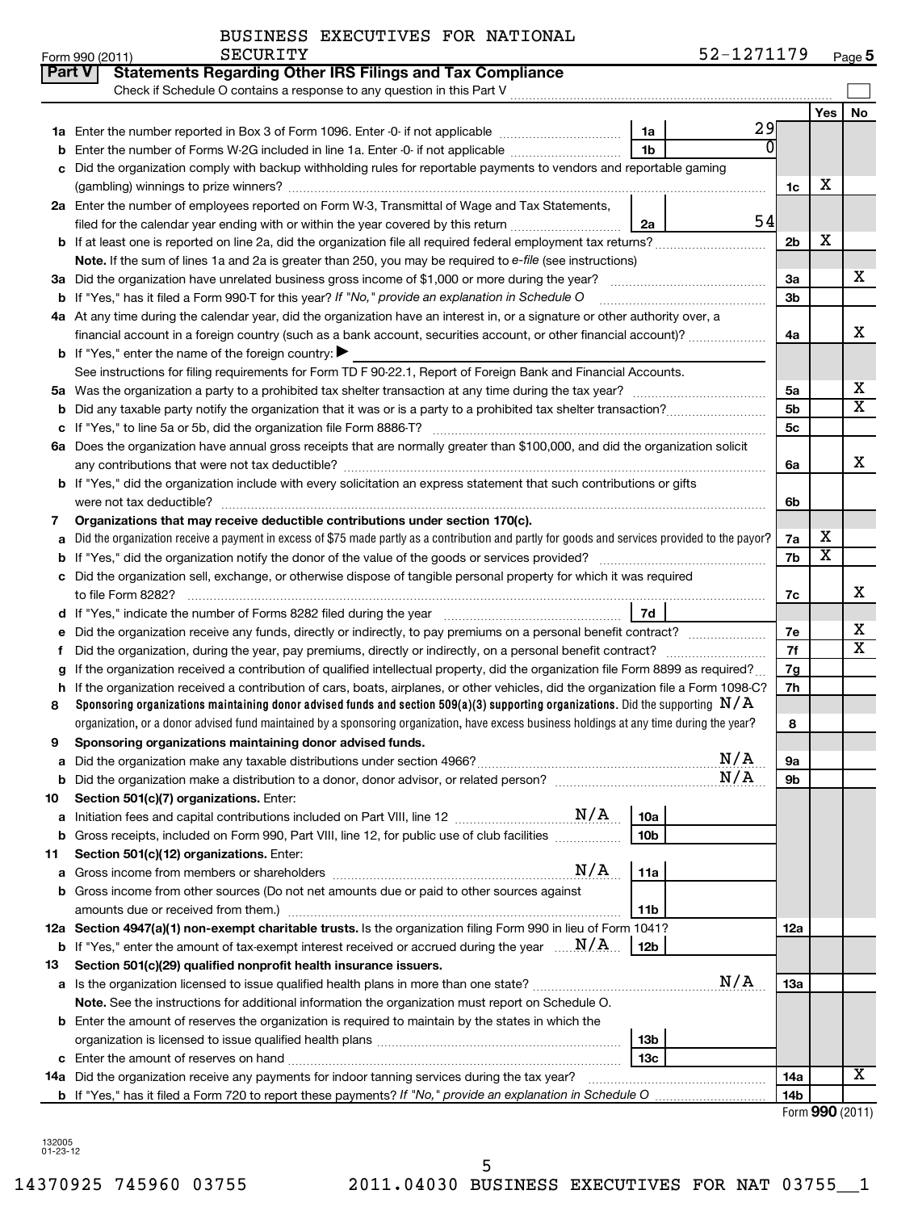BUSINESS EXECUTIVES FOR NATIONAL SECURITY

Form 990 (2011) 52-1271179 Page 5

## Part V Statements Regarding Other IRS Filings and Tax Compliance

Check if Schedule O contains a response to any question in this Part V

| | | | | | Yes | No |
|---|---|---|---|---|---|---|
| 1a | Enter the number reported in Box 3 of Form 1096. Enter -0- if not applicable | 1a | 29 | | | |
| b | Enter the number of Forms W-2G included in line 1a. Enter -0- if not applicable | 1b | 0 | | | |
| c | Did the organization comply with backup withholding rules for reportable payments to vendors and reportable gaming (gambling) winnings to prize winners? | | | 1c | X | |
| 2a | Enter the number of employees reported on Form W-3, Transmittal of Wage and Tax Statements, filed for the calendar year ending with or within the year covered by this return | 2a | 54 | | | |
| b | If at least one is reported on line 2a, did the organization file all required federal employment tax returns? | | | 2b | X | |
| | **Note.** If the sum of lines 1a and 2a is greater than 250, you may be required to *e-file* (see instructions) | | | | | |
| 3a | Did the organization have unrelated business gross income of $1,000 or more during the year? | | | 3a | | X |
| b | If "Yes," has it filed a Form 990-T for this year? *If "No," provide an explanation in Schedule O* | | | 3b | | |
| 4a | At any time during the calendar year, did the organization have an interest in, or a signature or other authority over, a financial account in a foreign country (such as a bank account, securities account, or other financial account)? | | | 4a | | X |
| b | If "Yes," enter the name of the foreign country: ▶ | | | | | |
| | See instructions for filing requirements for Form TD F 90-22.1, Report of Foreign Bank and Financial Accounts. | | | | | |
| 5a | Was the organization a party to a prohibited tax shelter transaction at any time during the tax year? | | | 5a | | X |
| b | Did any taxable party notify the organization that it was or is a party to a prohibited tax shelter transaction? | | | 5b | | X |
| c | If "Yes," to line 5a or 5b, did the organization file Form 8886-T? | | | 5c | | |
| 6a | Does the organization have annual gross receipts that are normally greater than $100,000, and did the organization solicit any contributions that were not tax deductible? | | | 6a | | X |
| b | If "Yes," did the organization include with every solicitation an express statement that such contributions or gifts were not tax deductible? | | | 6b | | |
| 7 | **Organizations that may receive deductible contributions under section 170(c).** | | | | | |
| a | Did the organization receive a payment in excess of $75 made partly as a contribution and partly for goods and services provided to the payor? | | | 7a | X | |
| b | If "Yes," did the organization notify the donor of the value of the goods or services provided? | | | 7b | X | |
| c | Did the organization sell, exchange, or otherwise dispose of tangible personal property for which it was required to file Form 8282? | | | 7c | | X |
| d | If "Yes," indicate the number of Forms 8282 filed during the year | 7d | | | | |
| e | Did the organization receive any funds, directly or indirectly, to pay premiums on a personal benefit contract? | | | 7e | | X |
| f | Did the organization, during the year, pay premiums, directly or indirectly, on a personal benefit contract? | | | 7f | | X |
| g | If the organization received a contribution of qualified intellectual property, did the organization file Form 8899 as required? | | | 7g | | |
| h | If the organization received a contribution of cars, boats, airplanes, or other vehicles, did the organization file a Form 1098-C? | | | 7h | | |
| 8 | **Sponsoring organizations maintaining donor advised funds and section 509(a)(3) supporting organizations.** Did the supporting organization, or a donor advised fund maintained by a sponsoring organization, have excess business holdings at any time during the year? N/A | | | 8 | | |
| 9 | **Sponsoring organizations maintaining donor advised funds.** | | | | | |
| a | Did the organization make any taxable distributions under section 4966? N/A | | | 9a | | |
| b | Did the organization make a distribution to a donor, donor advisor, or related person? N/A | | | 9b | | |
| 10 | **Section 501(c)(7) organizations.** Enter: | | | | | |
| a | Initiation fees and capital contributions included on Part VIII, line 12 N/A | 10a | | | | |
| b | Gross receipts, included on Form 990, Part VIII, line 12, for public use of club facilities | 10b | | | | |
| 11 | **Section 501(c)(12) organizations.** Enter: | | | | | |
| a | Gross income from members or shareholders N/A | 11a | | | | |
| b | Gross income from other sources (Do not net amounts due or paid to other sources against amounts due or received from them.) | 11b | | | | |
| 12a | **Section 4947(a)(1) non-exempt charitable trusts.** Is the organization filing Form 990 in lieu of Form 1041? | | | 12a | | |
| b | If "Yes," enter the amount of tax-exempt interest received or accrued during the year N/A | 12b | | | | |
| 13 | **Section 501(c)(29) qualified nonprofit health insurance issuers.** | | | | | |
| a | Is the organization licensed to issue qualified health plans in more than one state? N/A | | | 13a | | |
| | **Note.** See the instructions for additional information the organization must report on Schedule O. | | | | | |
| b | Enter the amount of reserves the organization is required to maintain by the states in which the organization is licensed to issue qualified health plans | 13b | | | | |
| c | Enter the amount of reserves on hand | 13c | | | | |
| 14a | Did the organization receive any payments for indoor tanning services during the tax year? | | | 14a | | X |
| b | If "Yes," has it filed a Form 720 to report these payments? *If "No," provide an explanation in Schedule O* | | | 14b | | |

Form **990** (2011)

132005 01-23-12

14370925 745960 03755 2011.04030 BUSINESS EXECUTIVES FOR NAT 03755__1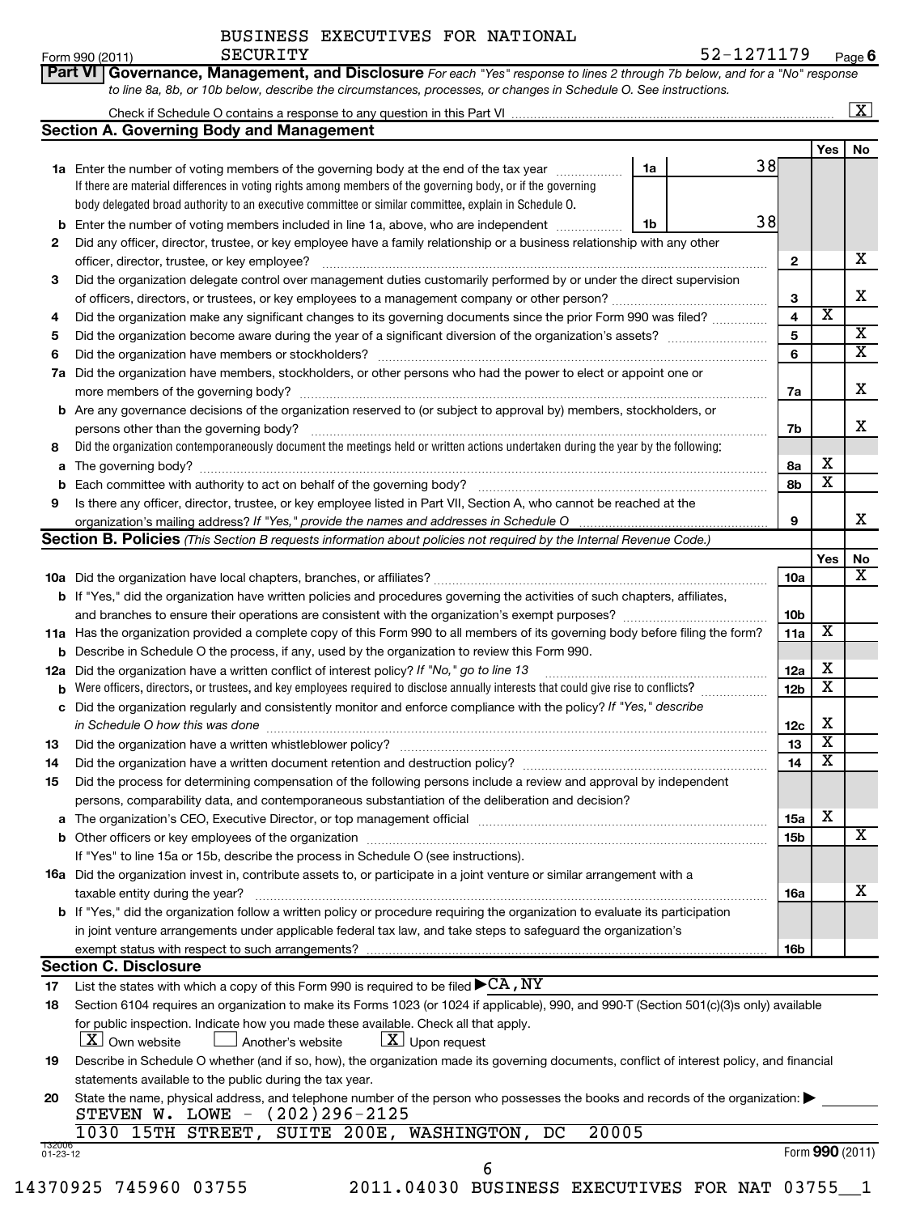BUSINESS EXECUTIVES FOR NATIONAL SECURITY

Form 990 (2011) 52-1271179 Page 6

**Part VI Governance, Management, and Disclosure** *For each "Yes" response to lines 2 through 7b below, and for a "No" response to line 8a, 8b, or 10b below, describe the circumstances, processes, or changes in Schedule O. See instructions.*

Check if Schedule O contains a response to any question in this Part VI ..... [X]

## Section A. Governing Body and Management

| | | | | Yes | No |
|---|---|---|---|---|---|
| **1a** | Enter the number of voting members of the governing body at the end of the tax year. If there are material differences in voting rights among members of the governing body, or if the governing body delegated broad authority to an executive committee or similar committee, explain in Schedule O. | 1a: 38 | | | |
| **b** | Enter the number of voting members included in line 1a, above, who are independent | 1b: 38 | | | |
| **2** | Did any officer, director, trustee, or key employee have a family relationship or a business relationship with any other officer, director, trustee, or key employee? | | 2 | | X |
| **3** | Did the organization delegate control over management duties customarily performed by or under the direct supervision of officers, directors, or trustees, or key employees to a management company or other person? | | 3 | | X |
| **4** | Did the organization make any significant changes to its governing documents since the prior Form 990 was filed? | | 4 | X | |
| **5** | Did the organization become aware during the year of a significant diversion of the organization's assets? | | 5 | | X |
| **6** | Did the organization have members or stockholders? | | 6 | | X |
| **7a** | Did the organization have members, stockholders, or other persons who had the power to elect or appoint one or more members of the governing body? | | 7a | | X |
| **b** | Are any governance decisions of the organization reserved to (or subject to approval by) members, stockholders, or persons other than the governing body? | | 7b | | X |
| **8** | Did the organization contemporaneously document the meetings held or written actions undertaken during the year by the following: | | | | |
| **a** | The governing body? | | 8a | X | |
| **b** | Each committee with authority to act on behalf of the governing body? | | 8b | X | |
| **9** | Is there any officer, director, trustee, or key employee listed in Part VII, Section A, who cannot be reached at the organization's mailing address? *If "Yes," provide the names and addresses in Schedule O* | | 9 | | X |

## Section B. Policies *(This Section B requests information about policies not required by the Internal Revenue Code.)*

| | | | Yes | No |
|---|---|---|---|---|
| **10a** | Did the organization have local chapters, branches, or affiliates? | 10a | | X |
| **b** | If "Yes," did the organization have written policies and procedures governing the activities of such chapters, affiliates, and branches to ensure their operations are consistent with the organization's exempt purposes? | 10b | | |
| **11a** | Has the organization provided a complete copy of this Form 990 to all members of its governing body before filing the form? | 11a | X | |
| **b** | Describe in Schedule O the process, if any, used by the organization to review this Form 990. | | | |
| **12a** | Did the organization have a written conflict of interest policy? *If "No," go to line 13* | 12a | X | |
| **b** | Were officers, directors, or trustees, and key employees required to disclose annually interests that could give rise to conflicts? | 12b | X | |
| **c** | Did the organization regularly and consistently monitor and enforce compliance with the policy? *If "Yes," describe in Schedule O how this was done* | 12c | X | |
| **13** | Did the organization have a written whistleblower policy? | 13 | X | |
| **14** | Did the organization have a written document retention and destruction policy? | 14 | X | |
| **15** | Did the process for determining compensation of the following persons include a review and approval by independent persons, comparability data, and contemporaneous substantiation of the deliberation and decision? | | | |
| **a** | The organization's CEO, Executive Director, or top management official | 15a | X | |
| **b** | Other officers or key employees of the organization | 15b | | X |
| | If "Yes" to line 15a or 15b, describe the process in Schedule O (see instructions). | | | |
| **16a** | Did the organization invest in, contribute assets to, or participate in a joint venture or similar arrangement with a taxable entity during the year? | 16a | | X |
| **b** | If "Yes," did the organization follow a written policy or procedure requiring the organization to evaluate its participation in joint venture arrangements under applicable federal tax law, and take steps to safeguard the organization's exempt status with respect to such arrangements? | 16b | | |

## Section C. Disclosure

**17** List the states with which a copy of this Form 990 is required to be filed ▶ CA, NY

**18** Section 6104 requires an organization to make its Forms 1023 (or 1024 if applicable), 990, and 990-T (Section 501(c)(3)s only) available for public inspection. Indicate how you made these available. Check all that apply.

[X] Own website [ ] Another's website [X] Upon request

**19** Describe in Schedule O whether (and if so, how), the organization made its governing documents, conflict of interest policy, and financial statements available to the public during the tax year.

**20** State the name, physical address, and telephone number of the person who possesses the books and records of the organization: ▶

STEVEN W. LOWE - (202)296-2125
1030 15TH STREET, SUITE 200E, WASHINGTON, DC 20005

132006 01-23-12

Form **990** (2011)

14370925 745960 03755 2011.04030 BUSINESS EXECUTIVES FOR NAT 03755__1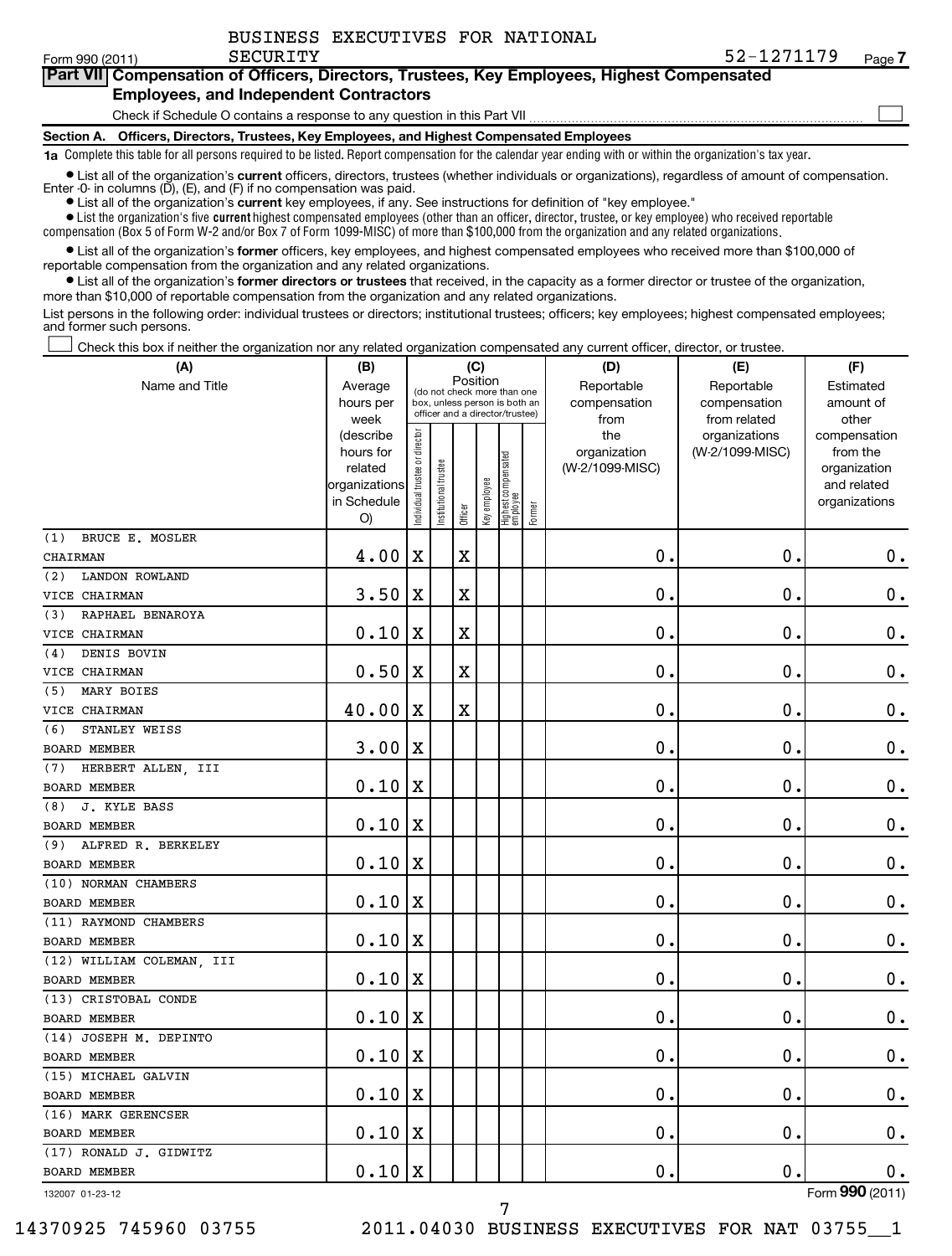BUSINESS EXECUTIVES FOR NATIONAL SECURITY

Form 990 (2011) SECURITY 52-1271179 Page 7

## Part VII Compensation of Officers, Directors, Trustees, Key Employees, Highest Compensated Employees, and Independent Contractors

Check if Schedule O contains a response to any question in this Part VII ☐

### Section A. Officers, Directors, Trustees, Key Employees, and Highest Compensated Employees

**1a** Complete this table for all persons required to be listed. Report compensation for the calendar year ending with or within the organization's tax year.

- List all of the organization's **current** officers, directors, trustees (whether individuals or organizations), regardless of amount of compensation. Enter -0- in columns (D), (E), and (F) if no compensation was paid.
- List all of the organization's **current** key employees, if any. See instructions for definition of "key employee."
- List the organization's five **current** highest compensated employees (other than an officer, director, trustee, or key employee) who received reportable compensation (Box 5 of Form W-2 and/or Box 7 of Form 1099-MISC) of more than $100,000 from the organization and any related organizations.
- List all of the organization's **former** officers, key employees, and highest compensated employees who received more than $100,000 of reportable compensation from the organization and any related organizations.
- List all of the organization's **former directors or trustees** that received, in the capacity as a former director or trustee of the organization, more than $10,000 of reportable compensation from the organization and any related organizations.

List persons in the following order: individual trustees or directors; institutional trustees; officers; key employees; highest compensated employees; and former such persons.

☐ Check this box if neither the organization nor any related organization compensated any current officer, director, or trustee.

| (A) Name and Title | (B) Average hours per week (describe hours for related organizations in Schedule O) | (C) Position: Individual trustee or director | Institutional trustee | Officer | Key employee | Highest compensated employee | Former | (D) Reportable compensation from the organization (W-2/1099-MISC) | (E) Reportable compensation from related organizations (W-2/1099-MISC) | (F) Estimated amount of other compensation from the organization and related organizations |
|---|---|---|---|---|---|---|---|---|---|---|
| (1) BRUCE E. MOSLER<br>CHAIRMAN | 4.00 | X | | X | | | | 0. | 0. | 0. |
| (2) LANDON ROWLAND<br>VICE CHAIRMAN | 3.50 | X | | X | | | | 0. | 0. | 0. |
| (3) RAPHAEL BENAROYA<br>VICE CHAIRMAN | 0.10 | X | | X | | | | 0. | 0. | 0. |
| (4) DENIS BOVIN<br>VICE CHAIRMAN | 0.50 | X | | X | | | | 0. | 0. | 0. |
| (5) MARY BOIES<br>VICE CHAIRMAN | 40.00 | X | | X | | | | 0. | 0. | 0. |
| (6) STANLEY WEISS<br>BOARD MEMBER | 3.00 | X | | | | | | 0. | 0. | 0. |
| (7) HERBERT ALLEN, III<br>BOARD MEMBER | 0.10 | X | | | | | | 0. | 0. | 0. |
| (8) J. KYLE BASS<br>BOARD MEMBER | 0.10 | X | | | | | | 0. | 0. | 0. |
| (9) ALFRED R. BERKELEY<br>BOARD MEMBER | 0.10 | X | | | | | | 0. | 0. | 0. |
| (10) NORMAN CHAMBERS<br>BOARD MEMBER | 0.10 | X | | | | | | 0. | 0. | 0. |
| (11) RAYMOND CHAMBERS<br>BOARD MEMBER | 0.10 | X | | | | | | 0. | 0. | 0. |
| (12) WILLIAM COLEMAN, III<br>BOARD MEMBER | 0.10 | X | | | | | | 0. | 0. | 0. |
| (13) CRISTOBAL CONDE<br>BOARD MEMBER | 0.10 | X | | | | | | 0. | 0. | 0. |
| (14) JOSEPH M. DEPINTO<br>BOARD MEMBER | 0.10 | X | | | | | | 0. | 0. | 0. |
| (15) MICHAEL GALVIN<br>BOARD MEMBER | 0.10 | X | | | | | | 0. | 0. | 0. |
| (16) MARK GERENCSER<br>BOARD MEMBER | 0.10 | X | | | | | | 0. | 0. | 0. |
| (17) RONALD J. GIDWITZ<br>BOARD MEMBER | 0.10 | X | | | | | | 0. | 0. | 0. |

132007 01-23-12 Form **990** (2011)

14370925 745960 03755 2011.04030 BUSINESS EXECUTIVES FOR NAT 03755__1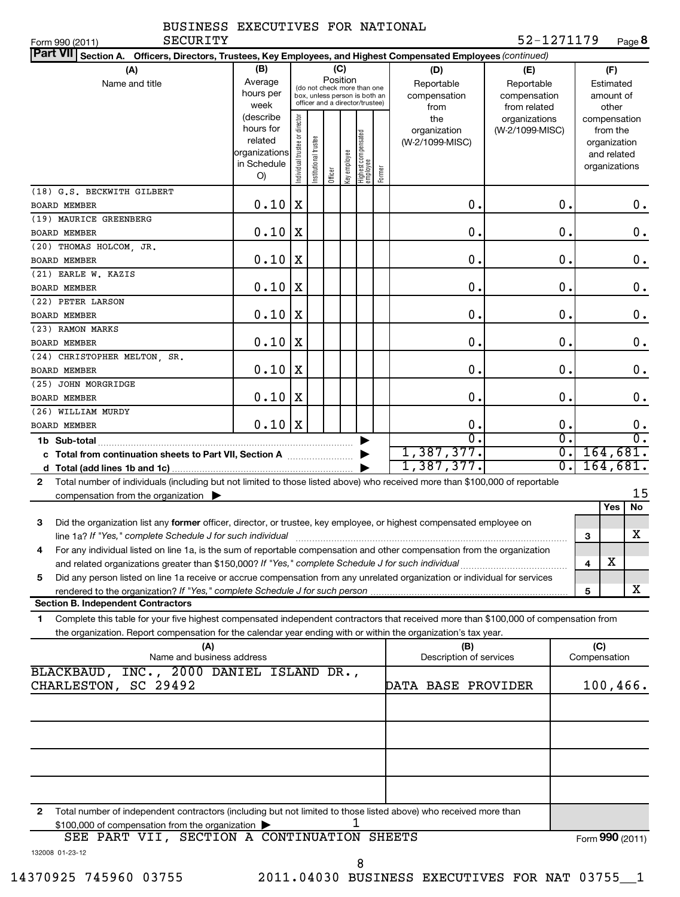BUSINESS EXECUTIVES FOR NATIONAL SECURITY

Form 990 (2011) SECURITY 52-1271179 Page **8**

**Part VII** Section A. Officers, Directors, Trustees, Key Employees, and Highest Compensated Employees *(continued)*

| (A) Name and title | (B) Average hours per week (describe hours for related organizations in Schedule O) | (C) Position: Individual trustee or director | Institutional trustee | Officer | Key employee | Highest compensated employee | Former | (D) Reportable compensation from the organization (W-2/1099-MISC) | (E) Reportable compensation from related organizations (W-2/1099-MISC) | (F) Estimated amount of other compensation from the organization and related organizations |
|---|---|---|---|---|---|---|---|---|---|---|
| (18) G.S. BECKWITH GILBERT<br>BOARD MEMBER | 0.10 | X | | | | | | 0. | 0. | 0. |
| (19) MAURICE GREENBERG<br>BOARD MEMBER | 0.10 | X | | | | | | 0. | 0. | 0. |
| (20) THOMAS HOLCOM, JR.<br>BOARD MEMBER | 0.10 | X | | | | | | 0. | 0. | 0. |
| (21) EARLE W. KAZIS<br>BOARD MEMBER | 0.10 | X | | | | | | 0. | 0. | 0. |
| (22) PETER LARSON<br>BOARD MEMBER | 0.10 | X | | | | | | 0. | 0. | 0. |
| (23) RAMON MARKS<br>BOARD MEMBER | 0.10 | X | | | | | | 0. | 0. | 0. |
| (24) CHRISTOPHER MELTON, SR.<br>BOARD MEMBER | 0.10 | X | | | | | | 0. | 0. | 0. |
| (25) JOHN MORGRIDGE<br>BOARD MEMBER | 0.10 | X | | | | | | 0. | 0. | 0. |
| (26) WILLIAM MURDY<br>BOARD MEMBER | 0.10 | X | | | | | | 0. | 0. | 0. |
| **1b Sub-total** | | | | | | | | 0. | 0. | 0. |
| **c Total from continuation sheets to Part VII, Section A** | | | | | | | | 1,387,377. | 0. | 164,681. |
| **d Total (add lines 1b and 1c)** | | | | | | | | 1,387,377. | 0. | 164,681. |

**2** Total number of individuals (including but not limited to those listed above) who received more than $100,000 of reportable compensation from the organization ▶ 15

| | | | Yes | No |
|---|---|---|---|---|
| **3** | Did the organization list any **former** officer, director, or trustee, key employee, or highest compensated employee on line 1a? *If "Yes," complete Schedule J for such individual* | 3 | | X |
| **4** | For any individual listed on line 1a, is the sum of reportable compensation and other compensation from the organization and related organizations greater than $150,000? *If "Yes," complete Schedule J for such individual* | 4 | X | |
| **5** | Did any person listed on line 1a receive or accrue compensation from any unrelated organization or individual for services rendered to the organization? *If "Yes," complete Schedule J for such person* | 5 | | X |

**Section B. Independent Contractors**

**1** Complete this table for your five highest compensated independent contractors that received more than $100,000 of compensation from the organization. Report compensation for the calendar year ending with or within the organization's tax year.

| (A) Name and business address | (B) Description of services | (C) Compensation |
|---|---|---|
| BLACKBAUD, INC., 2000 DANIEL ISLAND DR., CHARLESTON, SC 29492 | DATA BASE PROVIDER | 100,466. |
| | | |
| | | |
| | | |
| | | |

**2** Total number of independent contractors (including but not limited to those listed above) who received more than $100,000 of compensation from the organization ▶ 1

SEE PART VII, SECTION A CONTINUATION SHEETS

Form **990** (2011)

132008 01-23-12

14370925 745960 03755 2011.04030 BUSINESS EXECUTIVES FOR NAT 03755__1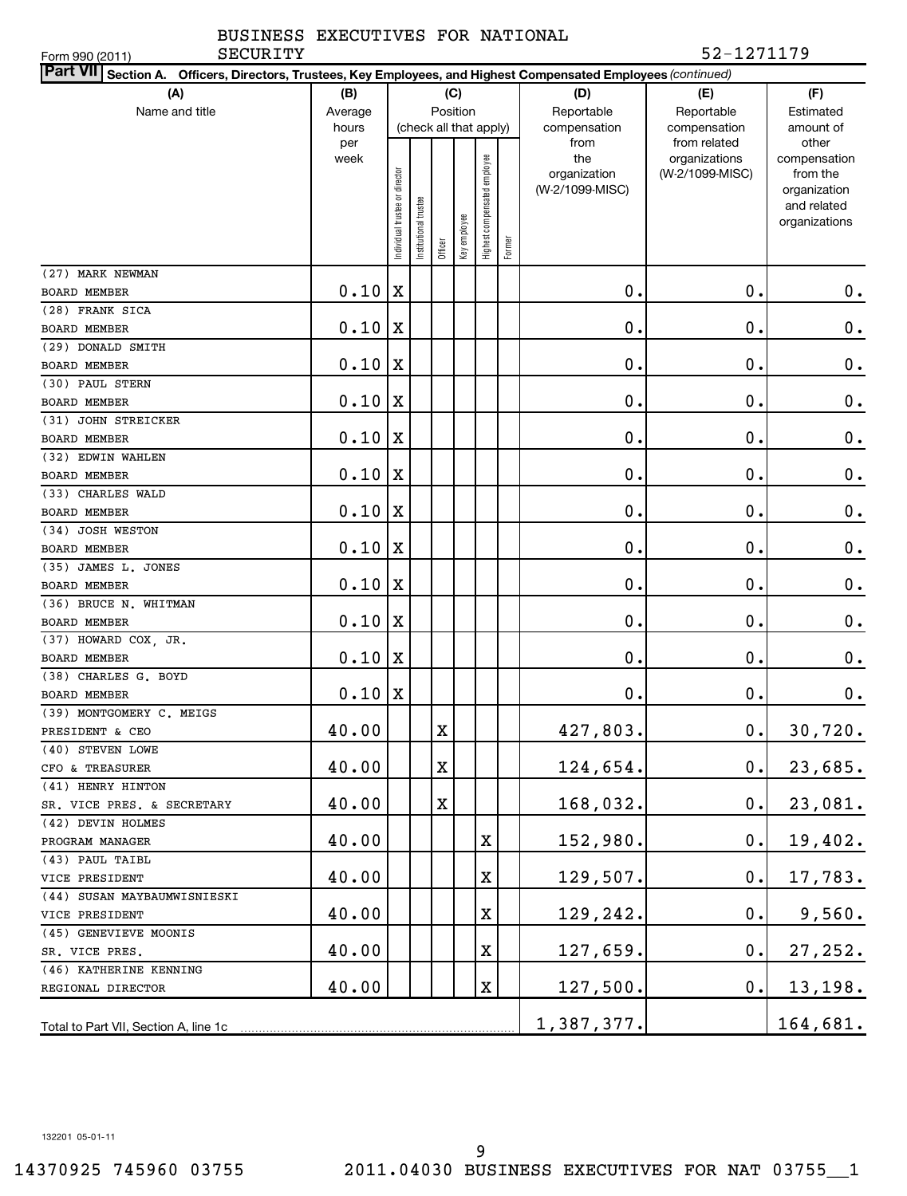BUSINESS EXECUTIVES FOR NATIONAL SECURITY

Form 990 (2011)

52-1271179

**Part VII** Section A. Officers, Directors, Trustees, Key Employees, and Highest Compensated Employees *(continued)*

| (A) Name and title | (B) Average hours per week | (C) Position (check all that apply) | | | | | | (D) Reportable compensation from the organization (W-2/1099-MISC) | (E) Reportable compensation from related organizations (W-2/1099-MISC) | (F) Estimated amount of other compensation from the organization and related organizations |
|---|---|---|---|---|---|---|---|---|---|---|
| | | Individual trustee or director | Institutional trustee | Officer | Key employee | Highest compensated employee | Former | | | |
| (27) MARK NEWMAN<br>BOARD MEMBER | 0.10 | X | | | | | | 0. | 0. | 0. |
| (28) FRANK SICA<br>BOARD MEMBER | 0.10 | X | | | | | | 0. | 0. | 0. |
| (29) DONALD SMITH<br>BOARD MEMBER | 0.10 | X | | | | | | 0. | 0. | 0. |
| (30) PAUL STERN<br>BOARD MEMBER | 0.10 | X | | | | | | 0. | 0. | 0. |
| (31) JOHN STREICKER<br>BOARD MEMBER | 0.10 | X | | | | | | 0. | 0. | 0. |
| (32) EDWIN WAHLEN<br>BOARD MEMBER | 0.10 | X | | | | | | 0. | 0. | 0. |
| (33) CHARLES WALD<br>BOARD MEMBER | 0.10 | X | | | | | | 0. | 0. | 0. |
| (34) JOSH WESTON<br>BOARD MEMBER | 0.10 | X | | | | | | 0. | 0. | 0. |
| (35) JAMES L. JONES<br>BOARD MEMBER | 0.10 | X | | | | | | 0. | 0. | 0. |
| (36) BRUCE N. WHITMAN<br>BOARD MEMBER | 0.10 | X | | | | | | 0. | 0. | 0. |
| (37) HOWARD COX, JR.<br>BOARD MEMBER | 0.10 | X | | | | | | 0. | 0. | 0. |
| (38) CHARLES G. BOYD<br>BOARD MEMBER | 0.10 | X | | | | | | 0. | 0. | 0. |
| (39) MONTGOMERY C. MEIGS<br>PRESIDENT & CEO | 40.00 | | | X | | | | 427,803. | 0. | 30,720. |
| (40) STEVEN LOWE<br>CFO & TREASURER | 40.00 | | | X | | | | 124,654. | 0. | 23,685. |
| (41) HENRY HINTON<br>SR. VICE PRES. & SECRETARY | 40.00 | | | X | | | | 168,032. | 0. | 23,081. |
| (42) DEVIN HOLMES<br>PROGRAM MANAGER | 40.00 | | | | | X | | 152,980. | 0. | 19,402. |
| (43) PAUL TAIBL<br>VICE PRESIDENT | 40.00 | | | | | X | | 129,507. | 0. | 17,783. |
| (44) SUSAN MAYBAUMWISNIESKI<br>VICE PRESIDENT | 40.00 | | | | | X | | 129,242. | 0. | 9,560. |
| (45) GENEVIEVE MOONIS<br>SR. VICE PRES. | 40.00 | | | | | X | | 127,659. | 0. | 27,252. |
| (46) KATHERINE KENNING<br>REGIONAL DIRECTOR | 40.00 | | | | | X | | 127,500. | 0. | 13,198. |
| Total to Part VII, Section A, line 1c | | | | | | | | 1,387,377. | | 164,681. |

132201 05-01-11

14370925 745960 03755 2011.04030 BUSINESS EXECUTIVES FOR NAT 03755__1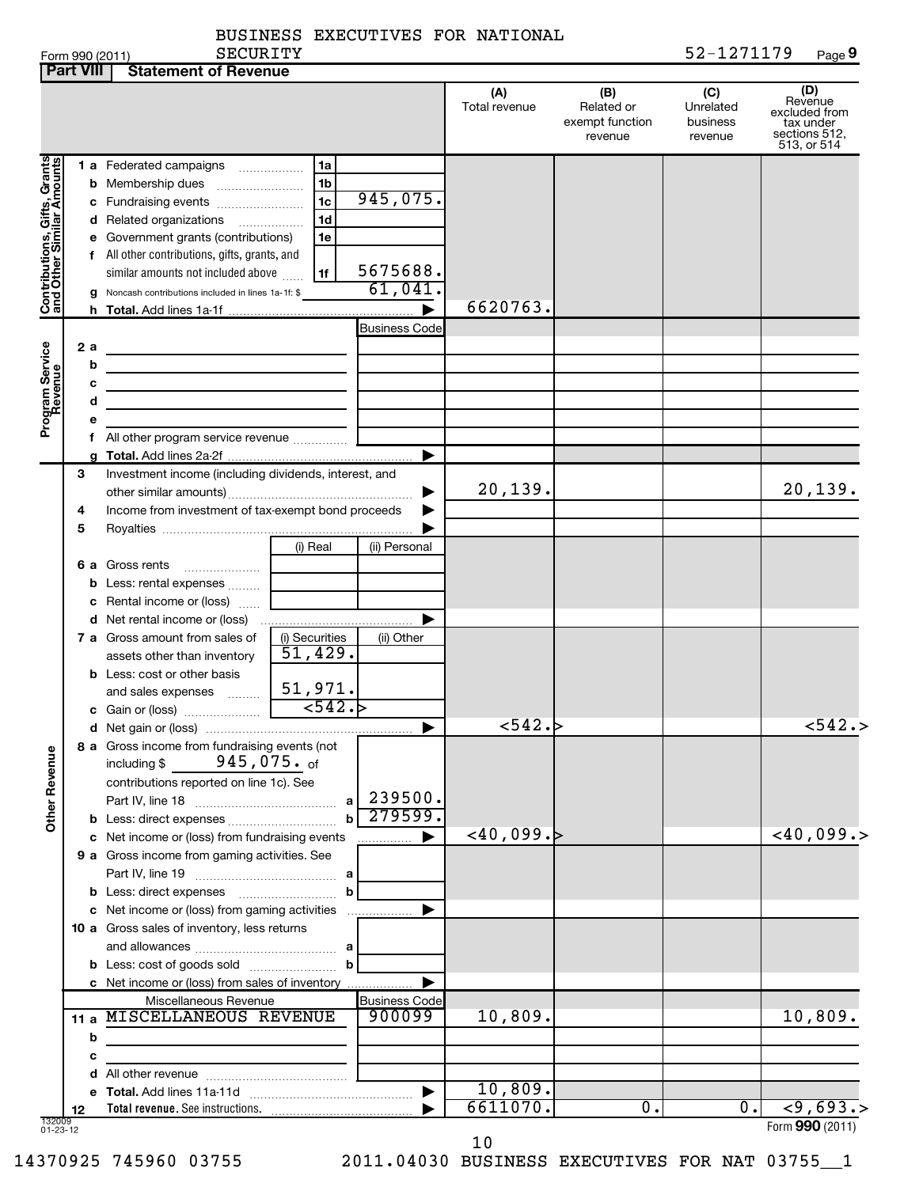BUSINESS EXECUTIVES FOR NATIONAL SECURITY

Form 990 (2011) 52-1271179 Page **9**

## Part VIII Statement of Revenue

| | | | (A) Total revenue | (B) Related or exempt function revenue | (C) Unrelated business revenue | (D) Revenue excluded from tax under sections 512, 513, or 514 |
|---|---|---|---|---|---|---|
| **Contributions, Gifts, Grants and Other Similar Amounts** | | | | | | |
| 1 a Federated campaigns | 1a | | | | | |
| b Membership dues | 1b | | | | | |
| c Fundraising events | 1c | 945,075. | | | | |
| d Related organizations | 1d | | | | | |
| e Government grants (contributions) | 1e | | | | | |
| f All other contributions, gifts, grants, and similar amounts not included above | 1f | 5675688. | | | | |
| g Noncash contributions included in lines 1a-1f: $ | | 61,041. | | | | |
| h **Total.** Add lines 1a-1f | | | 6620763. | | | |
| **Program Service Revenue** | | Business Code | | | | |
| 2 a | | | | | | |
| b | | | | | | |
| c | | | | | | |
| d | | | | | | |
| e | | | | | | |
| f All other program service revenue | | | | | | |
| g **Total.** Add lines 2a-2f | | | | | | |
| 3 Investment income (including dividends, interest, and other similar amounts) | | | 20,139. | | | 20,139. |
| 4 Income from investment of tax-exempt bond proceeds | | | | | | |
| 5 Royalties | | | | | | |
| | (i) Real | (ii) Personal | | | | |
| 6 a Gross rents | | | | | | |
| b Less: rental expenses | | | | | | |
| c Rental income or (loss) | | | | | | |
| d Net rental income or (loss) | | | | | | |
| 7 a Gross amount from sales of assets other than inventory | (i) Securities 51,429. | (ii) Other | | | | |
| b Less: cost or other basis and sales expenses | 51,971. | | | | | |
| c Gain or (loss) | <542.> | | | | | |
| d Net gain or (loss) | | | <542.> | | | <542.> |
| **Other Revenue** | | | | | | |
| 8 a Gross income from fundraising events (not including $ 945,075. of contributions reported on line 1c). See Part IV, line 18 | a | 239500. | | | | |
| b Less: direct expenses | b | 279599. | | | | |
| c Net income or (loss) from fundraising events | | | <40,099.> | | | <40,099.> |
| 9 a Gross income from gaming activities. See Part IV, line 19 | a | | | | | |
| b Less: direct expenses | b | | | | | |
| c Net income or (loss) from gaming activities | | | | | | |
| 10 a Gross sales of inventory, less returns and allowances | a | | | | | |
| b Less: cost of goods sold | b | | | | | |
| c Net income or (loss) from sales of inventory | | | | | | |
| Miscellaneous Revenue | | Business Code | | | | |
| 11 a MISCELLANEOUS REVENUE | | 900099 | 10,809. | | | 10,809. |
| b | | | | | | |
| c | | | | | | |
| d All other revenue | | | | | | |
| e **Total.** Add lines 11a-11d | | | 10,809. | | | |
| 12 **Total revenue.** See instructions. | | | 6611070. | 0. | 0. | <9,693.> |

132009 01-23-12

Form **990** (2011)

14370925 745960 03755 2011.04030 BUSINESS EXECUTIVES FOR NAT 03755__1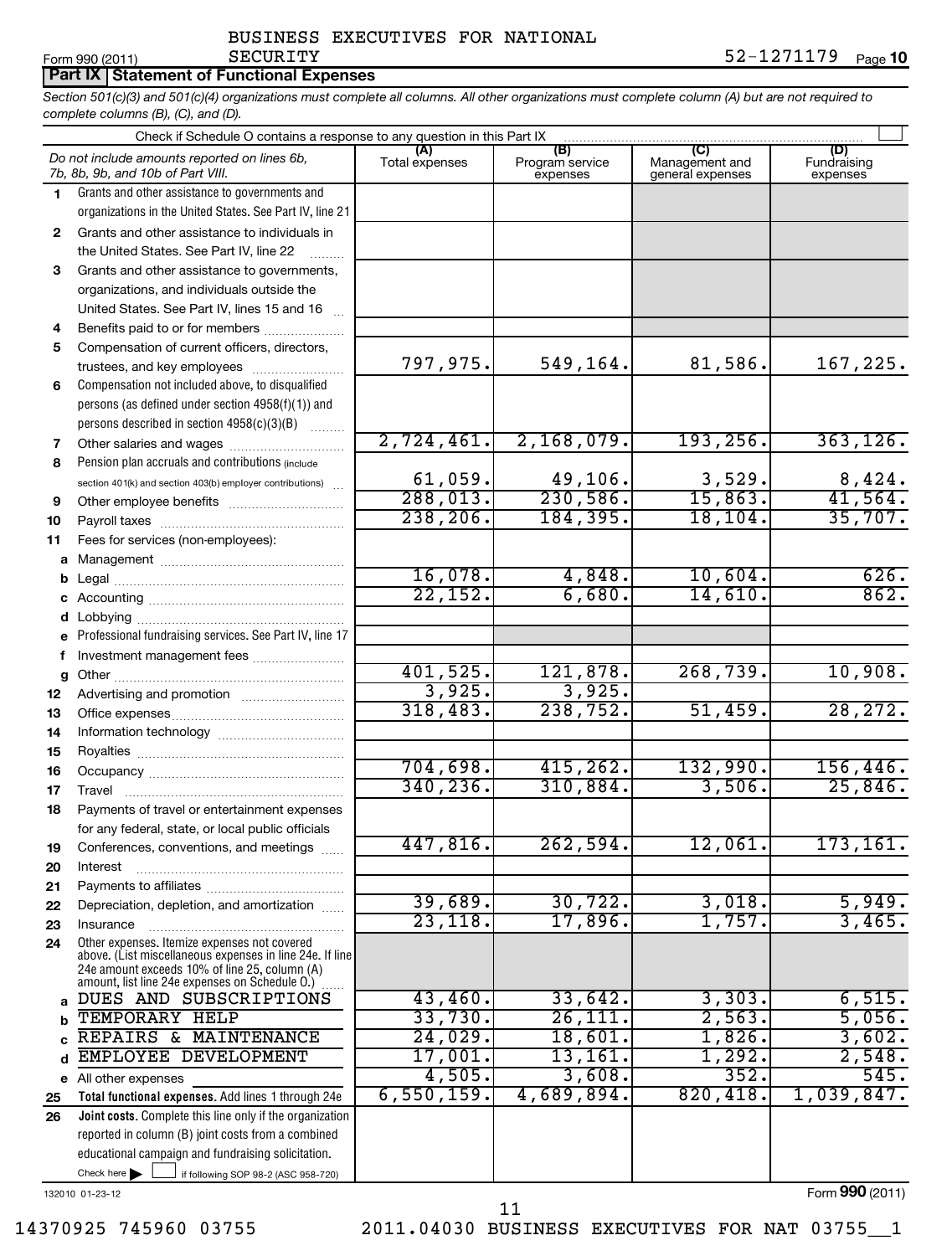Form 990 (2011) BUSINESS EXECUTIVES FOR NATIONAL SECURITY 52-1271179 Page 10

**Part IX Statement of Functional Expenses**

*Section 501(c)(3) and 501(c)(4) organizations must complete all columns. All other organizations must complete column (A) but are not required to complete columns (B), (C), and (D).*

Check if Schedule O contains a response to any question in this Part IX

| *Do not include amounts reported on lines 6b, 7b, 8b, 9b, and 10b of Part VIII.* | (A) Total expenses | (B) Program service expenses | (C) Management and general expenses | (D) Fundraising expenses |
|---|---|---|---|---|
| **1** Grants and other assistance to governments and organizations in the United States. See Part IV, line 21 | | | | |
| **2** Grants and other assistance to individuals in the United States. See Part IV, line 22 | | | | |
| **3** Grants and other assistance to governments, organizations, and individuals outside the United States. See Part IV, lines 15 and 16 | | | | |
| **4** Benefits paid to or for members | | | | |
| **5** Compensation of current officers, directors, trustees, and key employees | 797,975. | 549,164. | 81,586. | 167,225. |
| **6** Compensation not included above, to disqualified persons (as defined under section 4958(f)(1)) and persons described in section 4958(c)(3)(B) | | | | |
| **7** Other salaries and wages | 2,724,461. | 2,168,079. | 193,256. | 363,126. |
| **8** Pension plan accruals and contributions (include section 401(k) and section 403(b) employer contributions) | 61,059. | 49,106. | 3,529. | 8,424. |
| **9** Other employee benefits | 288,013. | 230,586. | 15,863. | 41,564. |
| **10** Payroll taxes | 238,206. | 184,395. | 18,104. | 35,707. |
| **11** Fees for services (non-employees): | | | | |
| **a** Management | | | | |
| **b** Legal | 16,078. | 4,848. | 10,604. | 626. |
| **c** Accounting | 22,152. | 6,680. | 14,610. | 862. |
| **d** Lobbying | | | | |
| **e** Professional fundraising services. See Part IV, line 17 | | | | |
| **f** Investment management fees | | | | |
| **g** Other | 401,525. | 121,878. | 268,739. | 10,908. |
| **12** Advertising and promotion | 3,925. | 3,925. | | |
| **13** Office expenses | 318,483. | 238,752. | 51,459. | 28,272. |
| **14** Information technology | | | | |
| **15** Royalties | | | | |
| **16** Occupancy | 704,698. | 415,262. | 132,990. | 156,446. |
| **17** Travel | 340,236. | 310,884. | 3,506. | 25,846. |
| **18** Payments of travel or entertainment expenses for any federal, state, or local public officials | | | | |
| **19** Conferences, conventions, and meetings | 447,816. | 262,594. | 12,061. | 173,161. |
| **20** Interest | | | | |
| **21** Payments to affiliates | | | | |
| **22** Depreciation, depletion, and amortization | 39,689. | 30,722. | 3,018. | 5,949. |
| **23** Insurance | 23,118. | 17,896. | 1,757. | 3,465. |
| **24** Other expenses. Itemize expenses not covered above. (List miscellaneous expenses in line 24e. If line 24e amount exceeds 10% of line 25, column (A) amount, list line 24e expenses on Schedule O.) | | | | |
| **a** DUES AND SUBSCRIPTIONS | 43,460. | 33,642. | 3,303. | 6,515. |
| **b** TEMPORARY HELP | 33,730. | 26,111. | 2,563. | 5,056. |
| **c** REPAIRS & MAINTENANCE | 24,029. | 18,601. | 1,826. | 3,602. |
| **d** EMPLOYEE DEVELOPMENT | 17,001. | 13,161. | 1,292. | 2,548. |
| **e** All other expenses | 4,505. | 3,608. | 352. | 545. |
| **25 Total functional expenses.** Add lines 1 through 24e | 6,550,159. | 4,689,894. | 820,418. | 1,039,847. |
| **26 Joint costs.** Complete this line only if the organization reported in column (B) joint costs from a combined educational campaign and fundraising solicitation. Check here ☐ if following SOP 98-2 (ASC 958-720) | | | | |

132010 01-23-12

Form **990** (2011)

14370925 745960 03755 2011.04030 BUSINESS EXECUTIVES FOR NAT 03755__1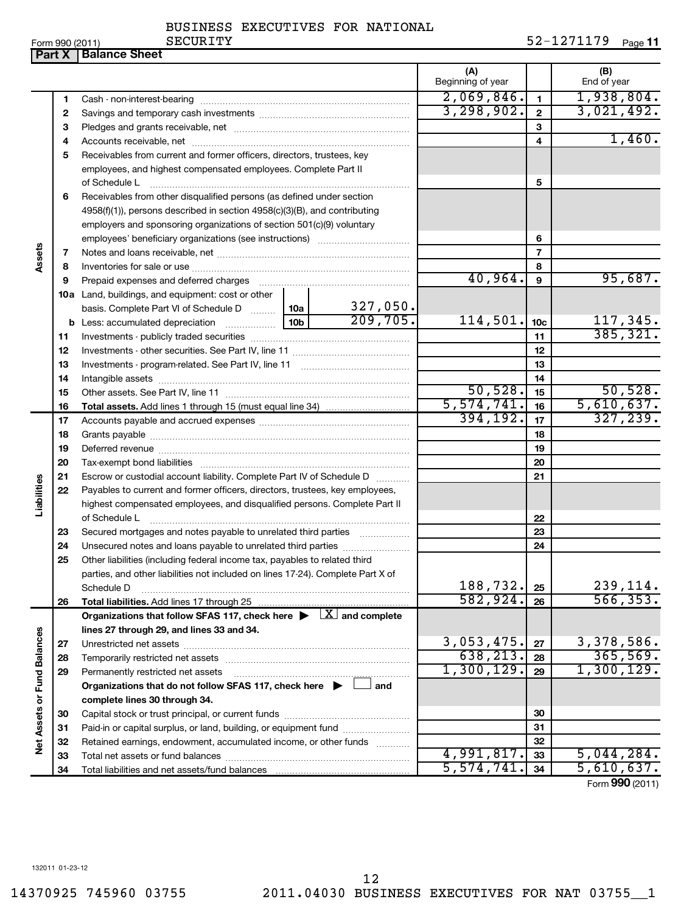BUSINESS EXECUTIVES FOR NATIONAL SECURITY

Form 990 (2011) SECURITY 52-1271179 Page 11

**Part X | Balance Sheet**

| | | | | (A) Beginning of year | | (B) End of year |
|---|---|---|---|---|---|---|
| **Assets** | 1 | Cash - non-interest-bearing | | 2,069,846. | 1 | 1,938,804. |
| | 2 | Savings and temporary cash investments | | 3,298,902. | 2 | 3,021,492. |
| | 3 | Pledges and grants receivable, net | | | 3 | |
| | 4 | Accounts receivable, net | | | 4 | 1,460. |
| | 5 | Receivables from current and former officers, directors, trustees, key employees, and highest compensated employees. Complete Part II of Schedule L | | | 5 | |
| | 6 | Receivables from other disqualified persons (as defined under section 4958(f)(1)), persons described in section 4958(c)(3)(B), and contributing employers and sponsoring organizations of section 501(c)(9) voluntary employees' beneficiary organizations (see instructions) | | | 6 | |
| | 7 | Notes and loans receivable, net | | | 7 | |
| | 8 | Inventories for sale or use | | | 8 | |
| | 9 | Prepaid expenses and deferred charges | | 40,964. | 9 | 95,687. |
| | 10a | Land, buildings, and equipment: cost or other basis. Complete Part VI of Schedule D | 10a 327,050. | | | |
| | b | Less: accumulated depreciation | 10b 209,705. | 114,501. | 10c | 117,345. |
| | 11 | Investments - publicly traded securities | | | 11 | 385,321. |
| | 12 | Investments - other securities. See Part IV, line 11 | | | 12 | |
| | 13 | Investments - program-related. See Part IV, line 11 | | | 13 | |
| | 14 | Intangible assets | | | 14 | |
| | 15 | Other assets. See Part IV, line 11 | | 50,528. | 15 | 50,528. |
| | 16 | **Total assets.** Add lines 1 through 15 (must equal line 34) | | 5,574,741. | 16 | 5,610,637. |
| **Liabilities** | 17 | Accounts payable and accrued expenses | | 394,192. | 17 | 327,239. |
| | 18 | Grants payable | | | 18 | |
| | 19 | Deferred revenue | | | 19 | |
| | 20 | Tax-exempt bond liabilities | | | 20 | |
| | 21 | Escrow or custodial account liability. Complete Part IV of Schedule D | | | 21 | |
| | 22 | Payables to current and former officers, directors, trustees, key employees, highest compensated employees, and disqualified persons. Complete Part II of Schedule L | | | 22 | |
| | 23 | Secured mortgages and notes payable to unrelated third parties | | | 23 | |
| | 24 | Unsecured notes and loans payable to unrelated third parties | | | 24 | |
| | 25 | Other liabilities (including federal income tax, payables to related third parties, and other liabilities not included on lines 17-24). Complete Part X of Schedule D | | 188,732. | 25 | 239,114. |
| | 26 | **Total liabilities.** Add lines 17 through 25 | | 582,924. | 26 | 566,353. |
| **Net Assets or Fund Balances** | | **Organizations that follow SFAS 117, check here ▶ [X] and complete lines 27 through 29, and lines 33 and 34.** | | | | |
| | 27 | Unrestricted net assets | | 3,053,475. | 27 | 3,378,586. |
| | 28 | Temporarily restricted net assets | | 638,213. | 28 | 365,569. |
| | 29 | Permanently restricted net assets | | 1,300,129. | 29 | 1,300,129. |
| | | **Organizations that do not follow SFAS 117, check here ▶ [ ] and complete lines 30 through 34.** | | | | |
| | 30 | Capital stock or trust principal, or current funds | | | 30 | |
| | 31 | Paid-in or capital surplus, or land, building, or equipment fund | | | 31 | |
| | 32 | Retained earnings, endowment, accumulated income, or other funds | | | 32 | |
| | 33 | Total net assets or fund balances | | 4,991,817. | 33 | 5,044,284. |
| | 34 | Total liabilities and net assets/fund balances | | 5,574,741. | 34 | 5,610,637. |

Form **990** (2011)

132011 01-23-12

14370925 745960 03755 2011.04030 BUSINESS EXECUTIVES FOR NAT 03755__1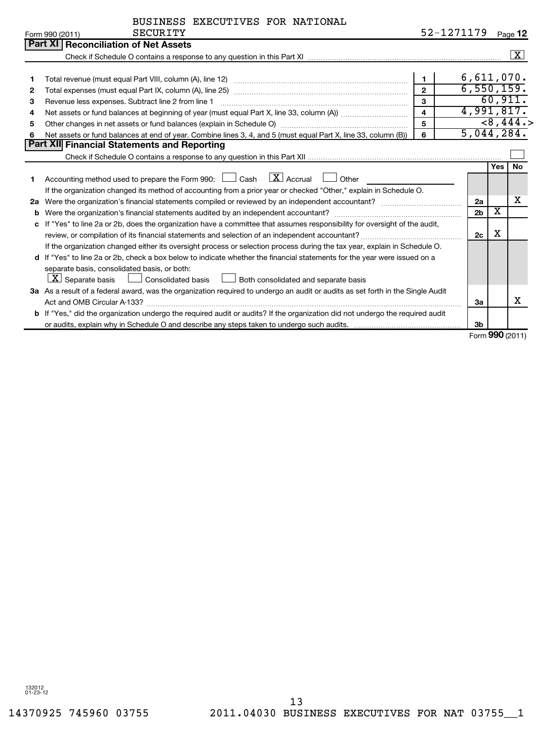Form 990 (2011) BUSINESS EXECUTIVES FOR NATIONAL SECURITY 52-1271179 Page 12

## Part XI Reconciliation of Net Assets

Check if Schedule O contains a response to any question in this Part XI .......... [X]

| | | | |
|---|---|---|---|
| 1 | Total revenue (must equal Part VIII, column (A), line 12) | 1 | 6,611,070. |
| 2 | Total expenses (must equal Part IX, column (A), line 25) | 2 | 6,550,159. |
| 3 | Revenue less expenses. Subtract line 2 from line 1 | 3 | 60,911. |
| 4 | Net assets or fund balances at beginning of year (must equal Part X, line 33, column (A)) | 4 | 4,991,817. |
| 5 | Other changes in net assets or fund balances (explain in Schedule O) | 5 | <8,444.> |
| 6 | Net assets or fund balances at end of year. Combine lines 3, 4, and 5 (must equal Part X, line 33, column (B)) | 6 | 5,044,284. |

## Part XII Financial Statements and Reporting

Check if Schedule O contains a response to any question in this Part XII .......... [ ]

| | | | Yes | No |
|---|---|---|---|---|
| 1 | Accounting method used to prepare the Form 990: [ ] Cash [X] Accrual [ ] Other ______ If the organization changed its method of accounting from a prior year or checked "Other," explain in Schedule O. | | | |
| 2a | Were the organization's financial statements compiled or reviewed by an independent accountant? | 2a | | X |
| b | Were the organization's financial statements audited by an independent accountant? | 2b | X | |
| c | If "Yes" to line 2a or 2b, does the organization have a committee that assumes responsibility for oversight of the audit, review, or compilation of its financial statements and selection of an independent accountant? If the organization changed either its oversight process or selection process during the tax year, explain in Schedule O. | 2c | X | |
| d | If "Yes" to line 2a or 2b, check a box below to indicate whether the financial statements for the year were issued on a separate basis, consolidated basis, or both: [X] Separate basis [ ] Consolidated basis [ ] Both consolidated and separate basis | | | |
| 3a | As a result of a federal award, was the organization required to undergo an audit or audits as set forth in the Single Audit Act and OMB Circular A-133? | 3a | | X |
| b | If "Yes," did the organization undergo the required audit or audits? If the organization did not undergo the required audit or audits, explain why in Schedule O and describe any steps taken to undergo such audits. | 3b | | |

Form **990** (2011)

132012 01-23-12

14370925 745960 03755 2011.04030 BUSINESS EXECUTIVES FOR NAT 03755__1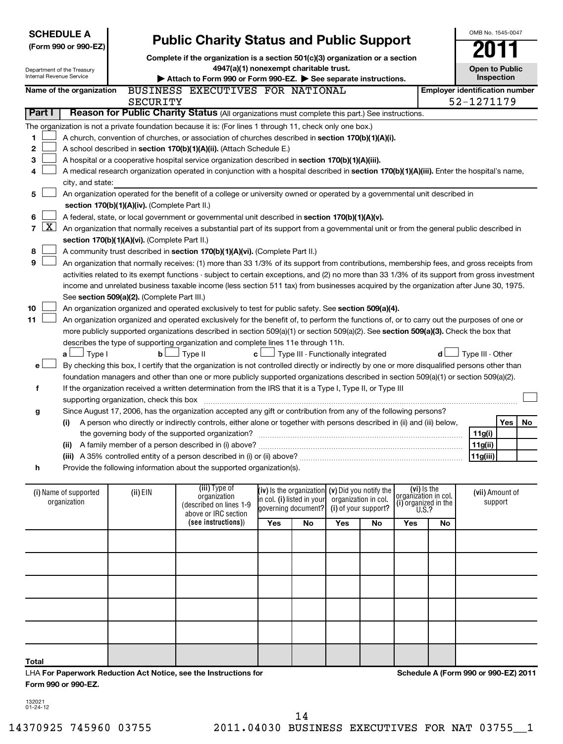**SCHEDULE A**
**(Form 990 or 990-EZ)**

Department of the Treasury
Internal Revenue Service

# Public Charity Status and Public Support

**Complete if the organization is a section 501(c)(3) organization or a section 4947(a)(1) nonexempt charitable trust.**

▶ **Attach to Form 990 or Form 990-EZ.** ▶ **See separate instructions.**

OMB No. 1545-0047

**2011**

**Open to Public Inspection**

**Name of the organization** BUSINESS EXECUTIVES FOR NATIONAL SECURITY

**Employer identification number** 52-1271179

**Part I** **Reason for Public Charity Status** (All organizations must complete this part.) See instructions.

The organization is not a private foundation because it is: (For lines 1 through 11, check only one box.)

1 [ ] A church, convention of churches, or association of churches described in **section 170(b)(1)(A)(i).**

2 [ ] A school described in **section 170(b)(1)(A)(ii).** (Attach Schedule E.)

3 [ ] A hospital or a cooperative hospital service organization described in **section 170(b)(1)(A)(iii).**

4 [ ] A medical research organization operated in conjunction with a hospital described in **section 170(b)(1)(A)(iii).** Enter the hospital's name, city, and state:

5 [ ] An organization operated for the benefit of a college or university owned or operated by a governmental unit described in **section 170(b)(1)(A)(iv).** (Complete Part II.)

6 [ ] A federal, state, or local government or governmental unit described in **section 170(b)(1)(A)(v).**

7 [X] An organization that normally receives a substantial part of its support from a governmental unit or from the general public described in **section 170(b)(1)(A)(vi).** (Complete Part II.)

8 [ ] A community trust described in **section 170(b)(1)(A)(vi).** (Complete Part II.)

9 [ ] An organization that normally receives: (1) more than 33 1/3% of its support from contributions, membership fees, and gross receipts from activities related to its exempt functions - subject to certain exceptions, and (2) no more than 33 1/3% of its support from gross investment income and unrelated business taxable income (less section 511 tax) from businesses acquired by the organization after June 30, 1975. See **section 509(a)(2).** (Complete Part III.)

10 [ ] An organization organized and operated exclusively to test for public safety. See **section 509(a)(4).**

11 [ ] An organization organized and operated exclusively for the benefit of, to perform the functions of, or to carry out the purposes of one or more publicly supported organizations described in section 509(a)(1) or section 509(a)(2). See **section 509(a)(3).** Check the box that describes the type of supporting organization and complete lines 11e through 11h.

**a** [ ] Type I  **b** [ ] Type II  **c** [ ] Type III - Functionally integrated  **d** [ ] Type III - Other

**e** [ ] By checking this box, I certify that the organization is not controlled directly or indirectly by one or more disqualified persons other than foundation managers and other than one or more publicly supported organizations described in section 509(a)(1) or section 509(a)(2).

**f** If the organization received a written determination from the IRS that it is a Type I, Type II, or Type III supporting organization, check this box [ ]

**g** Since August 17, 2006, has the organization accepted any gift or contribution from any of the following persons?

| | | Yes | No |
|---|---|---|---|
| **(i)** A person who directly or indirectly controls, either alone or together with persons described in (ii) and (iii) below, the governing body of the supported organization? | **11g(i)** | | |
| **(ii)** A family member of a person described in (i) above? | **11g(ii)** | | |
| **(iii)** A 35% controlled entity of a person described in (i) or (ii) above? | **11g(iii)** | | |

**h** Provide the following information about the supported organization(s).

| (i) Name of supported organization | (ii) EIN | (iii) Type of organization (described on lines 1-9 above or IRC section **(see instructions)**) | (iv) Is the organization in col. (i) listed in your governing document? | | (v) Did you notify the organization in col. (i) of your support? | | (vi) Is the organization in col. (i) organized in the U.S.? | | (vii) Amount of support |
|---|---|---|---|---|---|---|---|---|---|
| | | | Yes | No | Yes | No | Yes | No | |
| | | | | | | | | | |
| | | | | | | | | | |
| | | | | | | | | | |
| | | | | | | | | | |
| | | | | | | | | | |
| **Total** | | | | | | | | | |

LHA **For Paperwork Reduction Act Notice, see the Instructions for Form 990 or 990-EZ.**

**Schedule A (Form 990 or 990-EZ) 2011**

132021 01-24-12

14370925 745960 03755    2011.04030 BUSINESS EXECUTIVES FOR NAT 03755__1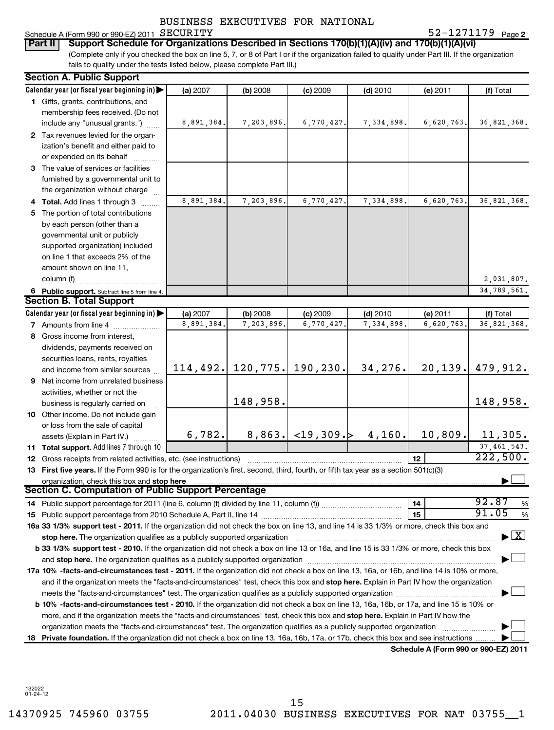BUSINESS EXECUTIVES FOR NATIONAL SECURITY

Schedule A (Form 990 or 990-EZ) 2011 SECURITY 52-1271179 Page 2

**Part II Support Schedule for Organizations Described in Sections 170(b)(1)(A)(iv) and 170(b)(1)(A)(vi)**

(Complete only if you checked the box on line 5, 7, or 8 of Part I or if the organization failed to qualify under Part III. If the organization fails to qualify under the tests listed below, please complete Part III.)

## Section A. Public Support

| Calendar year (or fiscal year beginning in) ▶ | (a) 2007 | (b) 2008 | (c) 2009 | (d) 2010 | (e) 2011 | (f) Total |
|---|---|---|---|---|---|---|
| 1 Gifts, grants, contributions, and membership fees received. (Do not include any "unusual grants.") | 8,891,384. | 7,203,896. | 6,770,427. | 7,334,898. | 6,620,763. | 36,821,368. |
| 2 Tax revenues levied for the organization's benefit and either paid to or expended on its behalf | | | | | | |
| 3 The value of services or facilities furnished by a governmental unit to the organization without charge | | | | | | |
| 4 **Total.** Add lines 1 through 3 | 8,891,384. | 7,203,896. | 6,770,427. | 7,334,898. | 6,620,763. | 36,821,368. |
| 5 The portion of total contributions by each person (other than a governmental unit or publicly supported organization) included on line 1 that exceeds 2% of the amount shown on line 11, column (f) | | | | | | 2,031,807. |
| 6 **Public support.** Subtract line 5 from line 4. | | | | | | 34,789,561. |

## Section B. Total Support

| Calendar year (or fiscal year beginning in) ▶ | (a) 2007 | (b) 2008 | (c) 2009 | (d) 2010 | (e) 2011 | (f) Total |
|---|---|---|---|---|---|---|
| 7 Amounts from line 4 | 8,891,384. | 7,203,896. | 6,770,427. | 7,334,898. | 6,620,763. | 36,821,368. |
| 8 Gross income from interest, dividends, payments received on securities loans, rents, royalties and income from similar sources | 114,492. | 120,775. | 190,230. | 34,276. | 20,139. | 479,912. |
| 9 Net income from unrelated business activities, whether or not the business is regularly carried on | | 148,958. | | | | 148,958. |
| 10 Other income. Do not include gain or loss from the sale of capital assets (Explain in Part IV.) | 6,782. | 8,863. | <19,309.> | 4,160. | 10,809. | 11,305. |
| 11 **Total support.** Add lines 7 through 10 | | | | | | 37,461,543. |

12 Gross receipts from related activities, etc. (see instructions) | 12 | 222,500.

13 **First five years.** If the Form 990 is for the organization's first, second, third, fourth, or fifth tax year as a section 501(c)(3) organization, check this box and **stop here** ▶ ☐

## Section C. Computation of Public Support Percentage

14 Public support percentage for 2011 (line 6, column (f) divided by line 11, column (f)) | 14 | 92.87 %

15 Public support percentage from 2010 Schedule A, Part II, line 14 | 15 | 91.05 %

**16a 33 1/3% support test - 2011.** If the organization did not check the box on line 13, and line 14 is 33 1/3% or more, check this box and **stop here.** The organization qualifies as a publicly supported organization ▶ ☒

**b 33 1/3% support test - 2010.** If the organization did not check a box on line 13 or 16a, and line 15 is 33 1/3% or more, check this box and **stop here.** The organization qualifies as a publicly supported organization ▶ ☐

**17a 10% -facts-and-circumstances test - 2011.** If the organization did not check a box on line 13, 16a, or 16b, and line 14 is 10% or more, and if the organization meets the "facts-and-circumstances" test, check this box and **stop here.** Explain in Part IV how the organization meets the "facts-and-circumstances" test. The organization qualifies as a publicly supported organization ▶ ☐

**b 10% -facts-and-circumstances test - 2010.** If the organization did not check a box on line 13, 16a, 16b, or 17a, and line 15 is 10% or more, and if the organization meets the "facts-and-circumstances" test, check this box and **stop here.** Explain in Part IV how the organization meets the "facts-and-circumstances" test. The organization qualifies as a publicly supported organization ▶ ☐

**18 Private foundation.** If the organization did not check a box on line 13, 16a, 16b, 17a, or 17b, check this box and see instructions ▶ ☐

**Schedule A (Form 990 or 990-EZ) 2011**

132022 01-24-12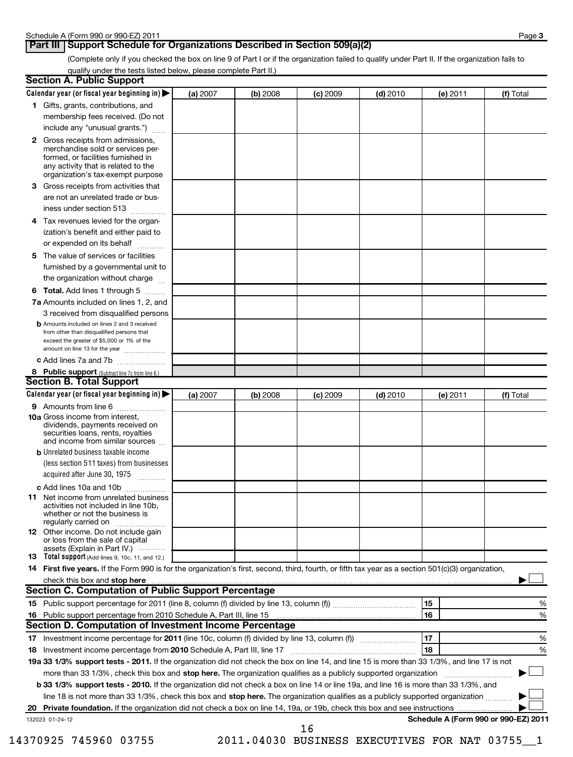## Part III Support Schedule for Organizations Described in Section 509(a)(2)

(Complete only if you checked the box on line 9 of Part I or if the organization failed to qualify under Part II. If the organization fails to qualify under the tests listed below, please complete Part II.)

### Section A. Public Support

| Calendar year (or fiscal year beginning in) ▶ | (a) 2007 | (b) 2008 | (c) 2009 | (d) 2010 | (e) 2011 | (f) Total |
|---|---|---|---|---|---|---|
| 1 Gifts, grants, contributions, and membership fees received. (Do not include any "unusual grants.") | | | | | | |
| 2 Gross receipts from admissions, merchandise sold or services performed, or facilities furnished in any activity that is related to the organization's tax-exempt purpose | | | | | | |
| 3 Gross receipts from activities that are not an unrelated trade or business under section 513 | | | | | | |
| 4 Tax revenues levied for the organization's benefit and either paid to or expended on its behalf | | | | | | |
| 5 The value of services or facilities furnished by a governmental unit to the organization without charge | | | | | | |
| 6 **Total.** Add lines 1 through 5 | | | | | | |
| 7a Amounts included on lines 1, 2, and 3 received from disqualified persons | | | | | | |
| b Amounts included on lines 2 and 3 received from other than disqualified persons that exceed the greater of $5,000 or 1% of the amount on line 13 for the year | | | | | | |
| c Add lines 7a and 7b | | | | | | |
| 8 **Public support** (Subtract line 7c from line 6.) | | | | | | |

### Section B. Total Support

| Calendar year (or fiscal year beginning in) ▶ | (a) 2007 | (b) 2008 | (c) 2009 | (d) 2010 | (e) 2011 | (f) Total |
|---|---|---|---|---|---|---|
| 9 Amounts from line 6 | | | | | | |
| 10a Gross income from interest, dividends, payments received on securities loans, rents, royalties and income from similar sources | | | | | | |
| b Unrelated business taxable income (less section 511 taxes) from businesses acquired after June 30, 1975 | | | | | | |
| c Add lines 10a and 10b | | | | | | |
| 11 Net income from unrelated business activities not included in line 10b, whether or not the business is regularly carried on | | | | | | |
| 12 Other income. Do not include gain or loss from the sale of capital assets (Explain in Part IV.) | | | | | | |
| 13 **Total support** (Add lines 9, 10c, 11, and 12.) | | | | | | |

14 **First five years.** If the Form 990 is for the organization's first, second, third, fourth, or fifth tax year as a section 501(c)(3) organization, check this box and **stop here** ▶ ☐

### Section C. Computation of Public Support Percentage

| | | | |
|---|---|---|---|
| 15 | Public support percentage for 2011 (line 8, column (f) divided by line 13, column (f)) | 15 | % |
| 16 | Public support percentage from 2010 Schedule A, Part III, line 15 | 16 | % |

### Section D. Computation of Investment Income Percentage

| | | | |
|---|---|---|---|
| 17 | Investment income percentage for **2011** (line 10c, column (f) divided by line 13, column (f)) | 17 | % |
| 18 | Investment income percentage from **2010** Schedule A, Part III, line 17 | 18 | % |

**19a 33 1/3% support tests - 2011.** If the organization did not check the box on line 14, and line 15 is more than 33 1/3%, and line 17 is not more than 33 1/3%, check this box and **stop here.** The organization qualifies as a publicly supported organization ▶ ☐

**b 33 1/3% support tests - 2010.** If the organization did not check a box on line 14 or line 19a, and line 16 is more than 33 1/3%, and line 18 is not more than 33 1/3%, check this box and **stop here.** The organization qualifies as a publicly supported organization ▶ ☐

**20 Private foundation.** If the organization did not check a box on line 14, 19a, or 19b, check this box and see instructions ▶ ☐

132023 01-24-12 **Schedule A (Form 990 or 990-EZ) 2011**

14370925 745960 03755 2011.04030 BUSINESS EXECUTIVES FOR NAT 03755__1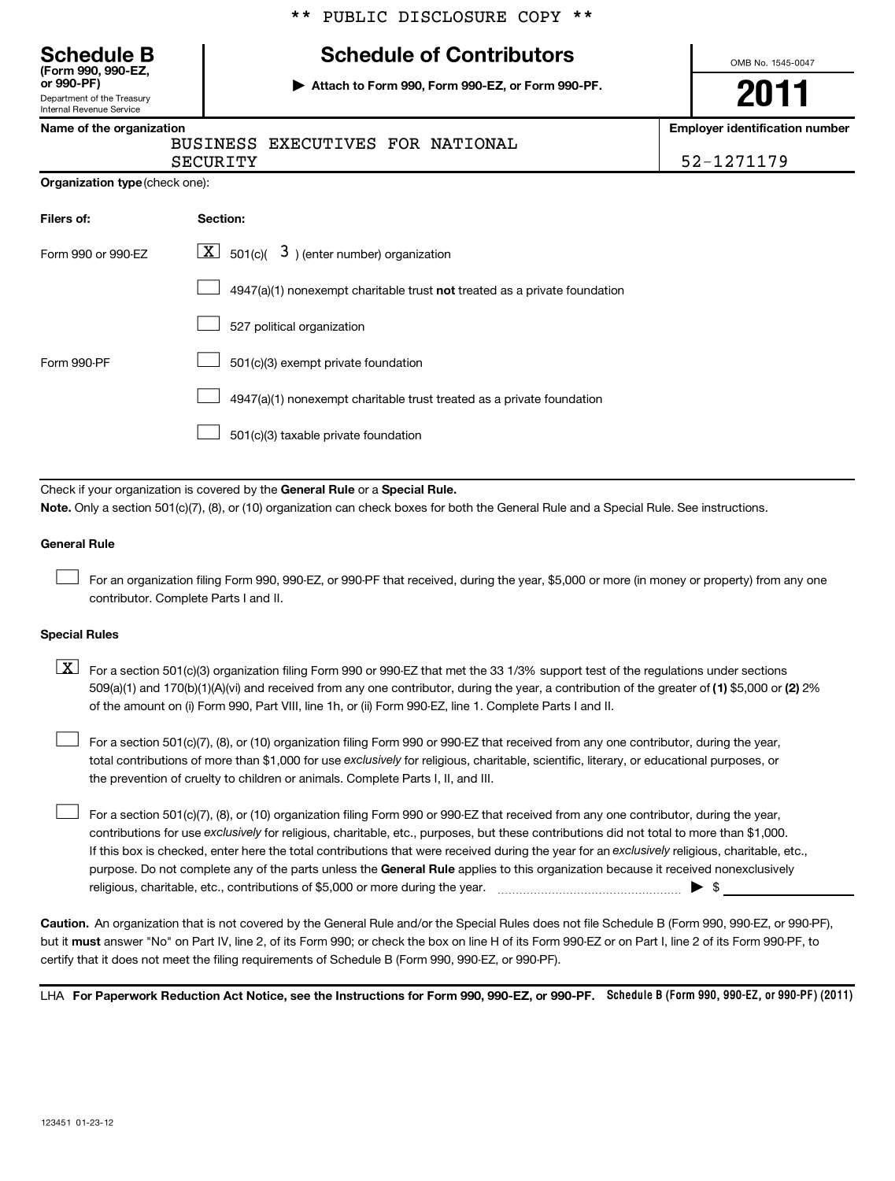** PUBLIC DISCLOSURE COPY **

# Schedule B
**(Form 990, 990-EZ, or 990-PF)**
Department of the Treasury
Internal Revenue Service

## Schedule of Contributors

▶ **Attach to Form 990, Form 990-EZ, or Form 990-PF.**

OMB No. 1545-0047

**2011**

**Name of the organization**
BUSINESS EXECUTIVES FOR NATIONAL SECURITY

**Employer identification number**
52-1271179

**Organization type** (check one):

| Filers of: | Section: |
|---|---|
| Form 990 or 990-EZ | [X] 501(c)( 3 ) (enter number) organization |
| | [ ] 4947(a)(1) nonexempt charitable trust **not** treated as a private foundation |
| | [ ] 527 political organization |
| Form 990-PF | [ ] 501(c)(3) exempt private foundation |
| | [ ] 4947(a)(1) nonexempt charitable trust treated as a private foundation |
| | [ ] 501(c)(3) taxable private foundation |

Check if your organization is covered by the **General Rule** or a **Special Rule.**

**Note.** Only a section 501(c)(7), (8), or (10) organization can check boxes for both the General Rule and a Special Rule. See instructions.

**General Rule**

[ ] For an organization filing Form 990, 990-EZ, or 990-PF that received, during the year, $5,000 or more (in money or property) from any one contributor. Complete Parts I and II.

**Special Rules**

[X] For a section 501(c)(3) organization filing Form 990 or 990-EZ that met the 33 1/3% support test of the regulations under sections 509(a)(1) and 170(b)(1)(A)(vi) and received from any one contributor, during the year, a contribution of the greater of **(1)** $5,000 or **(2)** 2% of the amount on (i) Form 990, Part VIII, line 1h, or (ii) Form 990-EZ, line 1. Complete Parts I and II.

[ ] For a section 501(c)(7), (8), or (10) organization filing Form 990 or 990-EZ that received from any one contributor, during the year, total contributions of more than $1,000 for use *exclusively* for religious, charitable, scientific, literary, or educational purposes, or the prevention of cruelty to children or animals. Complete Parts I, II, and III.

[ ] For a section 501(c)(7), (8), or (10) organization filing Form 990 or 990-EZ that received from any one contributor, during the year, contributions for use *exclusively* for religious, charitable, etc., purposes, but these contributions did not total to more than $1,000. If this box is checked, enter here the total contributions that were received during the year for an *exclusively* religious, charitable, etc., purpose. Do not complete any of the parts unless the **General Rule** applies to this organization because it received nonexclusively religious, charitable, etc., contributions of $5,000 or more during the year. ▶ $ ______

**Caution.** An organization that is not covered by the General Rule and/or the Special Rules does not file Schedule B (Form 990, 990-EZ, or 990-PF), but it **must** answer "No" on Part IV, line 2, of its Form 990; or check the box on line H of its Form 990-EZ or on Part I, line 2 of its Form 990-PF, to certify that it does not meet the filing requirements of Schedule B (Form 990, 990-EZ, or 990-PF).

LHA **For Paperwork Reduction Act Notice, see the Instructions for Form 990, 990-EZ, or 990-PF.** Schedule B (Form 990, 990-EZ, or 990-PF) (2011)

123451 01-23-12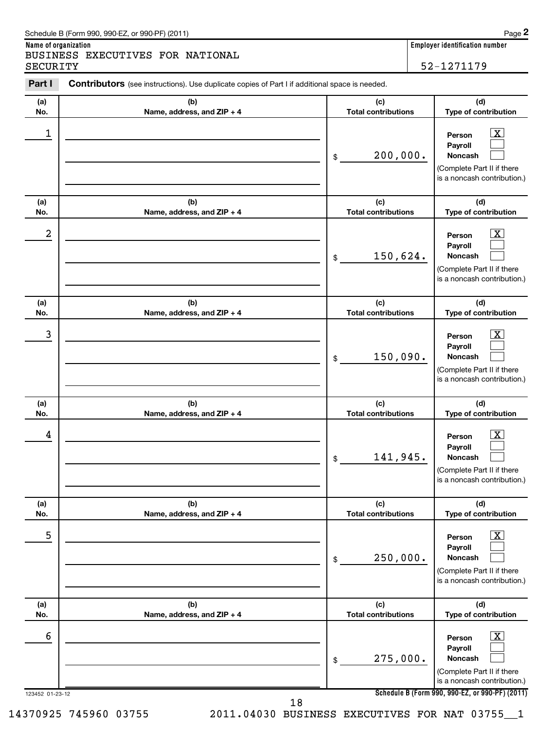Schedule B (Form 990, 990-EZ, or 990-PF) (2011)

**Name of organization**
BUSINESS EXECUTIVES FOR NATIONAL SECURITY

**Employer identification number**
52-1271179

**Part I** **Contributors** (see instructions). Use duplicate copies of Part I if additional space is needed.

| (a) No. | (b) Name, address, and ZIP + 4 | (c) Total contributions | (d) Type of contribution |
|---|---|---|---|
| 1 | | $ 200,000. | Person [X] Payroll [ ] Noncash [ ] (Complete Part II if there is a noncash contribution.) |
| 2 | | $ 150,624. | Person [X] Payroll [ ] Noncash [ ] (Complete Part II if there is a noncash contribution.) |
| 3 | | $ 150,090. | Person [X] Payroll [ ] Noncash [ ] (Complete Part II if there is a noncash contribution.) |
| 4 | | $ 141,945. | Person [X] Payroll [ ] Noncash [ ] (Complete Part II if there is a noncash contribution.) |
| 5 | | $ 250,000. | Person [X] Payroll [ ] Noncash [ ] (Complete Part II if there is a noncash contribution.) |
| 6 | | $ 275,000. | Person [X] Payroll [ ] Noncash [ ] (Complete Part II if there is a noncash contribution.) |

123452 01-23-12

**Schedule B (Form 990, 990-EZ, or 990-PF) (2011)**

14370925 745960 03755 2011.04030 BUSINESS EXECUTIVES FOR NAT 03755__1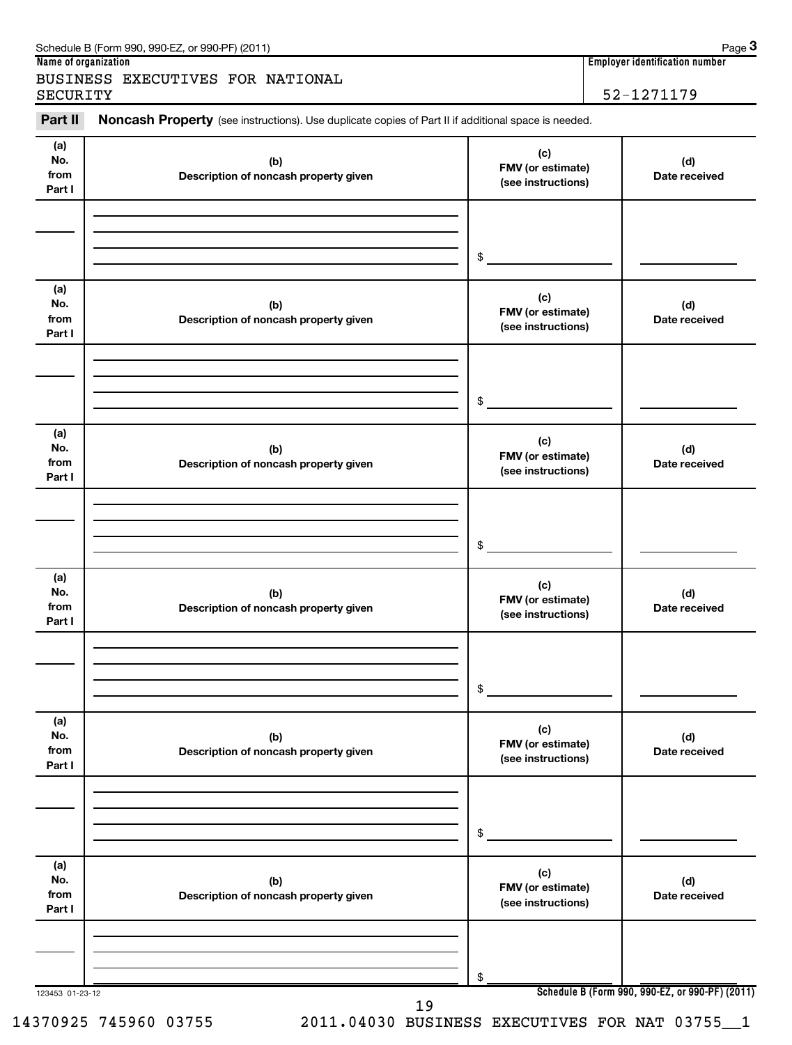Schedule B (Form 990, 990-EZ, or 990-PF) (2011)

**Name of organization**

BUSINESS EXECUTIVES FOR NATIONAL SECURITY

**Employer identification number**

52-1271179

**Part II** **Noncash Property** (see instructions). Use duplicate copies of Part II if additional space is needed.

| (a) No. from Part I | (b) Description of noncash property given | (c) FMV (or estimate) (see instructions) | (d) Date received |
|---|---|---|---|
| | | $ | |

| (a) No. from Part I | (b) Description of noncash property given | (c) FMV (or estimate) (see instructions) | (d) Date received |
|---|---|---|---|
| | | $ | |

| (a) No. from Part I | (b) Description of noncash property given | (c) FMV (or estimate) (see instructions) | (d) Date received |
|---|---|---|---|
| | | $ | |

| (a) No. from Part I | (b) Description of noncash property given | (c) FMV (or estimate) (see instructions) | (d) Date received |
|---|---|---|---|
| | | $ | |

| (a) No. from Part I | (b) Description of noncash property given | (c) FMV (or estimate) (see instructions) | (d) Date received |
|---|---|---|---|
| | | $ | |

| (a) No. from Part I | (b) Description of noncash property given | (c) FMV (or estimate) (see instructions) | (d) Date received |
|---|---|---|---|
| | | $ | |

123453 01-23-12

**Schedule B (Form 990, 990-EZ, or 990-PF) (2011)**

14370925 745960 03755 2011.04030 BUSINESS EXECUTIVES FOR NAT 03755__1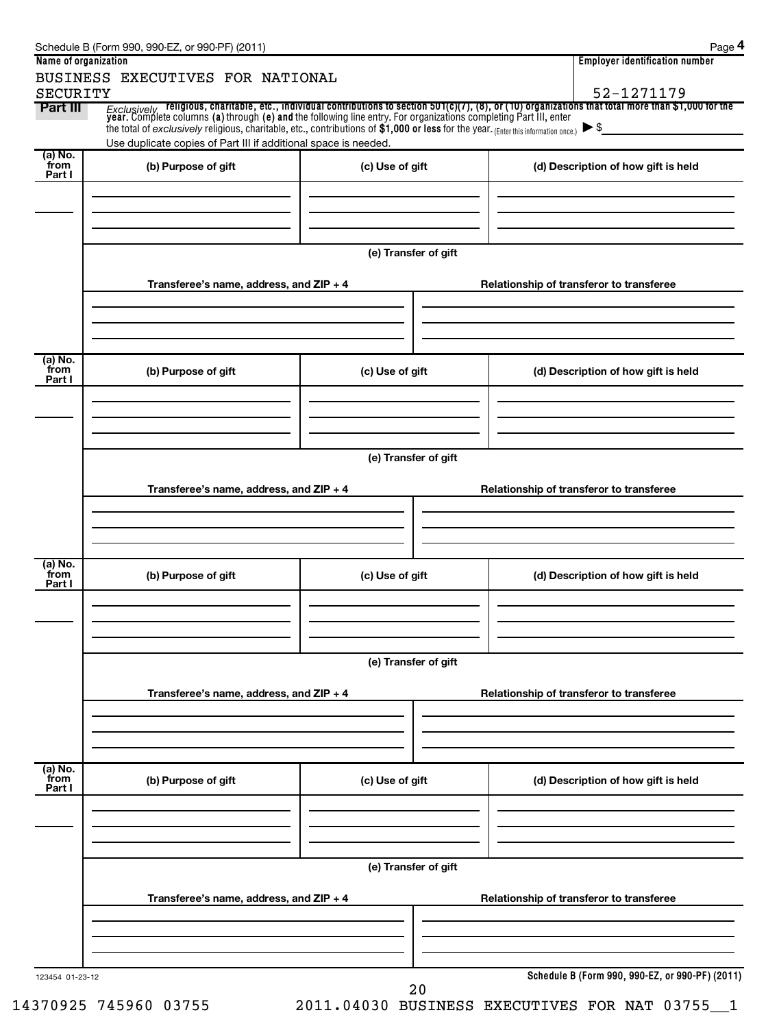Schedule B (Form 990, 990-EZ, or 990-PF) (2011)

**Name of organization**

BUSINESS EXECUTIVES FOR NATIONAL SECURITY

**Employer identification number**

52-1271179

**Part III** *Exclusively* religious, charitable, etc., individual contributions to section 501(c)(7), (8), or (10) organizations that total more than $1,000 for the year. Complete columns (a) through (e) and the following line entry. For organizations completing Part III, enter the total of *exclusively* religious, charitable, etc., contributions of $1,000 or less for the year. (Enter this information once.) ▶ $

Use duplicate copies of Part III if additional space is needed.

| (a) No. from Part I | (b) Purpose of gift | (c) Use of gift | (d) Description of how gift is held |
|---|---|---|---|
| | | | |

(e) Transfer of gift

| Transferee's name, address, and ZIP + 4 | Relationship of transferor to transferee |
|---|---|
| | |

| (a) No. from Part I | (b) Purpose of gift | (c) Use of gift | (d) Description of how gift is held |
|---|---|---|---|
| | | | |

(e) Transfer of gift

| Transferee's name, address, and ZIP + 4 | Relationship of transferor to transferee |
|---|---|
| | |

| (a) No. from Part I | (b) Purpose of gift | (c) Use of gift | (d) Description of how gift is held |
|---|---|---|---|
| | | | |

(e) Transfer of gift

| Transferee's name, address, and ZIP + 4 | Relationship of transferor to transferee |
|---|---|
| | |

| (a) No. from Part I | (b) Purpose of gift | (c) Use of gift | (d) Description of how gift is held |
|---|---|---|---|
| | | | |

(e) Transfer of gift

| Transferee's name, address, and ZIP + 4 | Relationship of transferor to transferee |
|---|---|
| | |

123454 01-23-12

Schedule B (Form 990, 990-EZ, or 990-PF) (2011)

14370925 745960 03755 2011.04030 BUSINESS EXECUTIVES FOR NAT 03755__1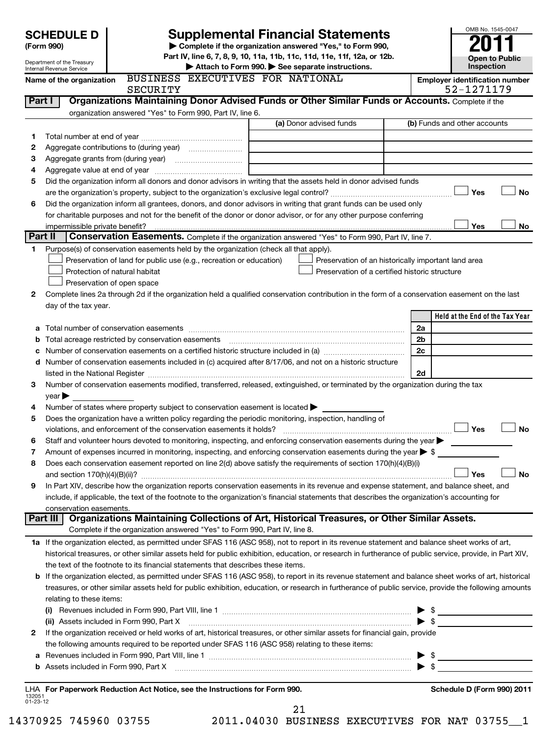**SCHEDULE D (Form 990)**

Department of the Treasury
Internal Revenue Service

# Supplemental Financial Statements

▶ Complete if the organization answered "Yes," to Form 990, Part IV, line 6, 7, 8, 9, 10, 11a, 11b, 11c, 11d, 11e, 11f, 12a, or 12b.
▶ Attach to Form 990. ▶ See separate instructions.

OMB No. 1545-0047
**2011**
**Open to Public Inspection**

**Name of the organization:** BUSINESS EXECUTIVES FOR NATIONAL SECURITY

**Employer identification number:** 52-1271179

## Part I Organizations Maintaining Donor Advised Funds or Other Similar Funds or Accounts.
Complete if the organization answered "Yes" to Form 990, Part IV, line 6.

| | | (a) Donor advised funds | (b) Funds and other accounts |
|---|---|---|---|
| 1 | Total number at end of year | | |
| 2 | Aggregate contributions to (during year) | | |
| 3 | Aggregate grants from (during year) | | |
| 4 | Aggregate value at end of year | | |

5 Did the organization inform all donors and donor advisors in writing that the assets held in donor advised funds are the organization's property, subject to the organization's exclusive legal control? ☐ Yes ☐ No

6 Did the organization inform all grantees, donors, and donor advisors in writing that grant funds can be used only for charitable purposes and not for the benefit of the donor or donor advisor, or for any other purpose conferring impermissible private benefit? ☐ Yes ☐ No

## Part II Conservation Easements.
Complete if the organization answered "Yes" to Form 990, Part IV, line 7.

1 Purpose(s) of conservation easements held by the organization (check all that apply).
- ☐ Preservation of land for public use (e.g., recreation or education)
- ☐ Preservation of an historically important land area
- ☐ Protection of natural habitat
- ☐ Preservation of a certified historic structure
- ☐ Preservation of open space

2 Complete lines 2a through 2d if the organization held a qualified conservation contribution in the form of a conservation easement on the last day of the tax year.

| | | | Held at the End of the Tax Year |
|---|---|---|---|
| a | Total number of conservation easements | 2a | |
| b | Total acreage restricted by conservation easements | 2b | |
| c | Number of conservation easements on a certified historic structure included in (a) | 2c | |
| d | Number of conservation easements included in (c) acquired after 8/17/06, and not on a historic structure listed in the National Register | 2d | |

3 Number of conservation easements modified, transferred, released, extinguished, or terminated by the organization during the tax year ▶

4 Number of states where property subject to conservation easement is located ▶

5 Does the organization have a written policy regarding the periodic monitoring, inspection, handling of violations, and enforcement of the conservation easements it holds? ☐ Yes ☐ No

6 Staff and volunteer hours devoted to monitoring, inspecting, and enforcing conservation easements during the year ▶

7 Amount of expenses incurred in monitoring, inspecting, and enforcing conservation easements during the year ▶ $

8 Does each conservation easement reported on line 2(d) above satisfy the requirements of section 170(h)(4)(B)(i) and section 170(h)(4)(B)(ii)? ☐ Yes ☐ No

9 In Part XIV, describe how the organization reports conservation easements in its revenue and expense statement, and balance sheet, and include, if applicable, the text of the footnote to the organization's financial statements that describes the organization's accounting for conservation easements.

## Part III Organizations Maintaining Collections of Art, Historical Treasures, or Other Similar Assets.
Complete if the organization answered "Yes" to Form 990, Part IV, line 8.

1a If the organization elected, as permitted under SFAS 116 (ASC 958), not to report in its revenue statement and balance sheet works of art, historical treasures, or other similar assets held for public exhibition, education, or research in furtherance of public service, provide, in Part XIV, the text of the footnote to its financial statements that describes these items.

b If the organization elected, as permitted under SFAS 116 (ASC 958), to report in its revenue statement and balance sheet works of art, historical treasures, or other similar assets held for public exhibition, education, or research in furtherance of public service, provide the following amounts relating to these items:

(i) Revenues included in Form 990, Part VIII, line 1 ▶ $

(ii) Assets included in Form 990, Part X ▶ $

2 If the organization received or held works of art, historical treasures, or other similar assets for financial gain, provide the following amounts required to be reported under SFAS 116 (ASC 958) relating to these items:

a Revenues included in Form 990, Part VIII, line 1 ▶ $

b Assets included in Form 990, Part X ▶ $

LHA **For Paperwork Reduction Act Notice, see the Instructions for Form 990.** **Schedule D (Form 990) 2011**

132051 01-23-12

14370925 745960 03755 2011.04030 BUSINESS EXECUTIVES FOR NAT 03755__1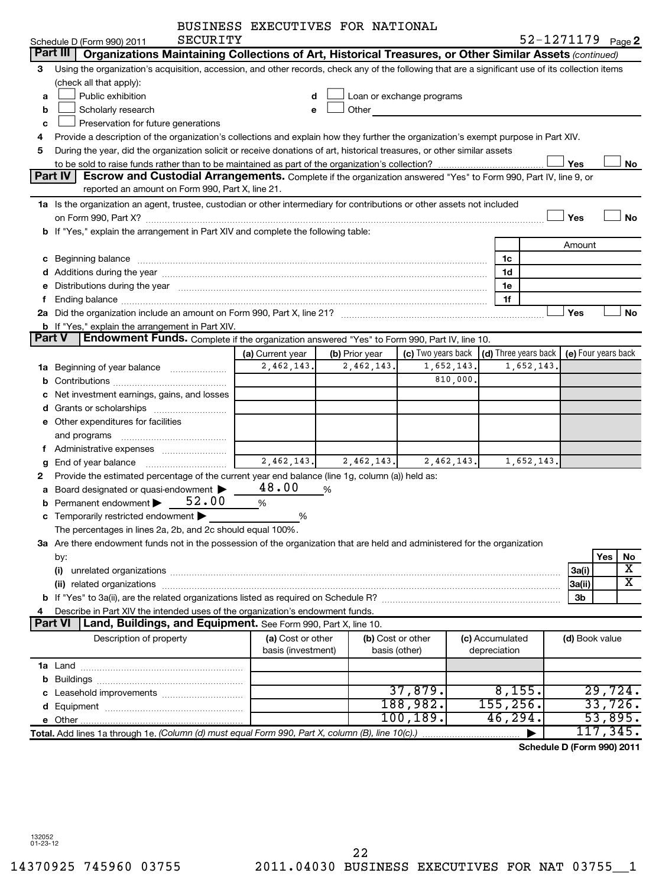Schedule D (Form 990) 2011 BUSINESS EXECUTIVES FOR NATIONAL SECURITY 52-1271179 Page 2

## Part III Organizations Maintaining Collections of Art, Historical Treasures, or Other Similar Assets (continued)

**3** Using the organization's acquisition, accession, and other records, check any of the following that are a significant use of its collection items (check all that apply):

- **a** ☐ Public exhibition
- **b** ☐ Scholarly research
- **c** ☐ Preservation for future generations
- **d** ☐ Loan or exchange programs
- **e** ☐ Other

**4** Provide a description of the organization's collections and explain how they further the organization's exempt purpose in Part XIV.

**5** During the year, did the organization solicit or receive donations of art, historical treasures, or other similar assets to be sold to raise funds rather than to be maintained as part of the organization's collection? ☐ Yes ☐ No

## Part IV Escrow and Custodial Arrangements.

Complete if the organization answered "Yes" to Form 990, Part IV, line 9, or reported an amount on Form 990, Part X, line 21.

**1a** Is the organization an agent, trustee, custodian or other intermediary for contributions or other assets not included on Form 990, Part X? ☐ Yes ☐ No

**b** If "Yes," explain the arrangement in Part XIV and complete the following table:

| | | Amount |
|---|---|---|
| c Beginning balance | 1c | |
| d Additions during the year | 1d | |
| e Distributions during the year | 1e | |
| f Ending balance | 1f | |

**2a** Did the organization include an amount on Form 990, Part X, line 21? ☐ Yes ☐ No

**b** If "Yes," explain the arrangement in Part XIV.

## Part V Endowment Funds.

Complete if the organization answered "Yes" to Form 990, Part IV, line 10.

| | (a) Current year | (b) Prior year | (c) Two years back | (d) Three years back | (e) Four years back |
|---|---|---|---|---|---|
| 1a Beginning of year balance | 2,462,143. | 2,462,143. | 1,652,143. | 1,652,143. | |
| b Contributions | | | 810,000. | | |
| c Net investment earnings, gains, and losses | | | | | |
| d Grants or scholarships | | | | | |
| e Other expenditures for facilities and programs | | | | | |
| f Administrative expenses | | | | | |
| g End of year balance | 2,462,143. | 2,462,143. | 2,462,143. | 1,652,143. | |

**2** Provide the estimated percentage of the current year end balance (line 1g, column (a)) held as:

- **a** Board designated or quasi-endowment ▶ 48.00 %
- **b** Permanent endowment ▶ 52.00 %
- **c** Temporarily restricted endowment ▶ %

The percentages in lines 2a, 2b, and 2c should equal 100%.

**3a** Are there endowment funds not in the possession of the organization that are held and administered for the organization by:

| | | Yes | No |
|---|---|---|---|
| (i) unrelated organizations | 3a(i) | | X |
| (ii) related organizations | 3a(ii) | | X |
| b If "Yes" to 3a(ii), are the related organizations listed as required on Schedule R? | 3b | | |

**4** Describe in Part XIV the intended uses of the organization's endowment funds.

## Part VI Land, Buildings, and Equipment.

See Form 990, Part X, line 10.

| Description of property | (a) Cost or other basis (investment) | (b) Cost or other basis (other) | (c) Accumulated depreciation | (d) Book value |
|---|---|---|---|---|
| 1a Land | | | | |
| b Buildings | | | | |
| c Leasehold improvements | | 37,879. | 8,155. | 29,724. |
| d Equipment | | 188,982. | 155,256. | 33,726. |
| e Other | | 100,189. | 46,294. | 53,895. |
| **Total.** Add lines 1a through 1e. *(Column (d) must equal Form 990, Part X, column (B), line 10(c).)* | | | ▶ | 117,345. |

**Schedule D (Form 990) 2011**

132052
01-23-12

14370925 745960 03755 2011.04030 BUSINESS EXECUTIVES FOR NAT 03755__1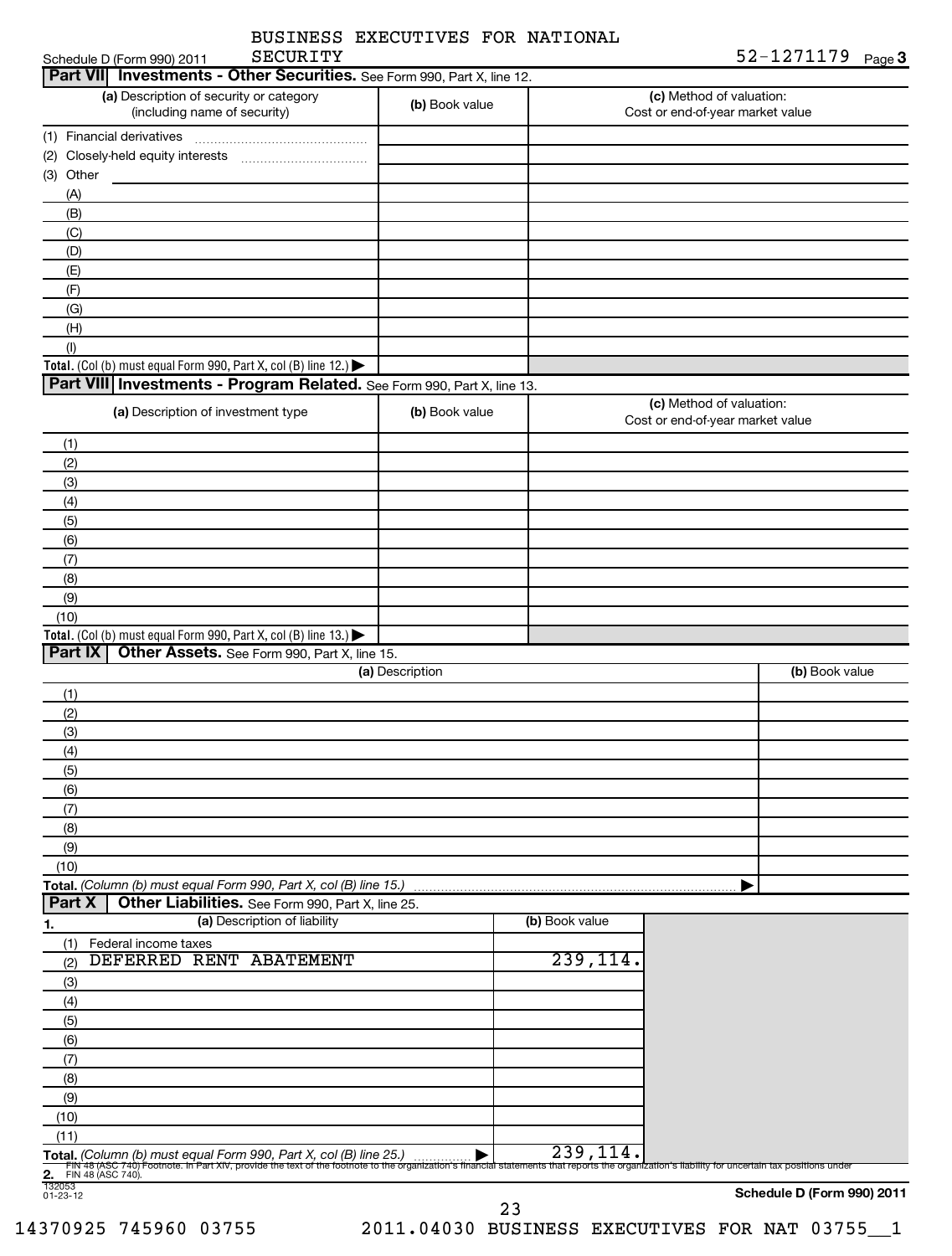BUSINESS EXECUTIVES FOR NATIONAL SECURITY

Schedule D (Form 990) 2011 SECURITY 52-1271179 Page 3

## Part VII Investments - Other Securities. See Form 990, Part X, line 12.

| (a) Description of security or category (including name of security) | (b) Book value | (c) Method of valuation: Cost or end-of-year market value |
|---|---|---|
| (1) Financial derivatives | | |
| (2) Closely-held equity interests | | |
| (3) Other | | |
| (A) | | |
| (B) | | |
| (C) | | |
| (D) | | |
| (E) | | |
| (F) | | |
| (G) | | |
| (H) | | |
| (I) | | |
| **Total.** (Col (b) must equal Form 990, Part X, col (B) line 12.) ▶ | | |

## Part VIII Investments - Program Related. See Form 990, Part X, line 13.

| (a) Description of investment type | (b) Book value | (c) Method of valuation: Cost or end-of-year market value |
|---|---|---|
| (1) | | |
| (2) | | |
| (3) | | |
| (4) | | |
| (5) | | |
| (6) | | |
| (7) | | |
| (8) | | |
| (9) | | |
| (10) | | |
| **Total.** (Col (b) must equal Form 990, Part X, col (B) line 13.) ▶ | | |

## Part IX Other Assets. See Form 990, Part X, line 15.

| (a) Description | (b) Book value |
|---|---|
| (1) | |
| (2) | |
| (3) | |
| (4) | |
| (5) | |
| (6) | |
| (7) | |
| (8) | |
| (9) | |
| (10) | |
| **Total.** *(Column (b) must equal Form 990, Part X, col (B) line 15.)* ▶ | |

## Part X Other Liabilities. See Form 990, Part X, line 25.

| 1. (a) Description of liability | (b) Book value |
|---|---|
| (1) Federal income taxes | |
| (2) DEFERRED RENT ABATEMENT | 239,114. |
| (3) | |
| (4) | |
| (5) | |
| (6) | |
| (7) | |
| (8) | |
| (9) | |
| (10) | |
| (11) | |
| **Total.** *(Column (b) must equal Form 990, Part X, col (B) line 25.)* ▶ | 239,114. |

**2.** FIN 48 (ASC 740) Footnote. In Part XIV, provide the text of the footnote to the organization's financial statements that reports the organization's liability for uncertain tax positions under FIN 48 (ASC 740).

132053
01-23-12

**Schedule D (Form 990) 2011**

14370925 745960 03755 2011.04030 BUSINESS EXECUTIVES FOR NAT 03755__1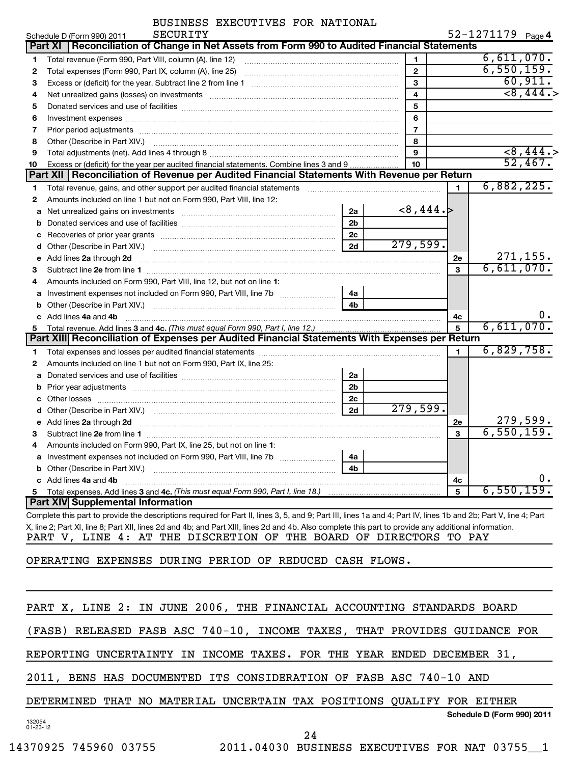BUSINESS EXECUTIVES FOR NATIONAL SECURITY

Schedule D (Form 990) 2011 SECURITY 52-1271179 Page **4**

## Part XI Reconciliation of Change in Net Assets from Form 990 to Audited Financial Statements

| | | | |
|---|---|---|---|
| 1 | Total revenue (Form 990, Part VIII, column (A), line 12) | 1 | 6,611,070. |
| 2 | Total expenses (Form 990, Part IX, column (A), line 25) | 2 | 6,550,159. |
| 3 | Excess or (deficit) for the year. Subtract line 2 from line 1 | 3 | 60,911. |
| 4 | Net unrealized gains (losses) on investments | 4 | <8,444.> |
| 5 | Donated services and use of facilities | 5 | |
| 6 | Investment expenses | 6 | |
| 7 | Prior period adjustments | 7 | |
| 8 | Other (Describe in Part XIV.) | 8 | |
| 9 | Total adjustments (net). Add lines 4 through 8 | 9 | <8,444.> |
| 10 | Excess or (deficit) for the year per audited financial statements. Combine lines 3 and 9 | 10 | 52,467. |

## Part XII Reconciliation of Revenue per Audited Financial Statements With Revenue per Return

| | | | | | |
|---|---|---|---|---|---|
| 1 | Total revenue, gains, and other support per audited financial statements | | | 1 | 6,882,225. |
| 2 | Amounts included on line 1 but not on Form 990, Part VIII, line 12: | | | | |
| a | Net unrealized gains on investments | 2a | <8,444.> | | |
| b | Donated services and use of facilities | 2b | | | |
| c | Recoveries of prior year grants | 2c | | | |
| d | Other (Describe in Part XIV.) | 2d | 279,599. | | |
| e | Add lines 2a through 2d | | | 2e | 271,155. |
| 3 | Subtract line 2e from line 1 | | | 3 | 6,611,070. |
| 4 | Amounts included on Form 990, Part VIII, line 12, but not on line 1: | | | | |
| a | Investment expenses not included on Form 990, Part VIII, line 7b | 4a | | | |
| b | Other (Describe in Part XIV.) | 4b | | | |
| c | Add lines 4a and 4b | | | 4c | 0. |
| 5 | Total revenue. Add lines 3 and 4c. *(This must equal Form 990, Part I, line 12.)* | | | 5 | 6,611,070. |

## Part XIII Reconciliation of Expenses per Audited Financial Statements With Expenses per Return

| | | | | | |
|---|---|---|---|---|---|
| 1 | Total expenses and losses per audited financial statements | | | 1 | 6,829,758. |
| 2 | Amounts included on line 1 but not on Form 990, Part IX, line 25: | | | | |
| a | Donated services and use of facilities | 2a | | | |
| b | Prior year adjustments | 2b | | | |
| c | Other losses | 2c | | | |
| d | Other (Describe in Part XIV.) | 2d | 279,599. | | |
| e | Add lines 2a through 2d | | | 2e | 279,599. |
| 3 | Subtract line 2e from line 1 | | | 3 | 6,550,159. |
| 4 | Amounts included on Form 990, Part IX, line 25, but not on line 1: | | | | |
| a | Investment expenses not included on Form 990, Part VIII, line 7b | 4a | | | |
| b | Other (Describe in Part XIV.) | 4b | | | |
| c | Add lines 4a and 4b | | | 4c | 0. |
| 5 | Total expenses. Add lines 3 and 4c. *(This must equal Form 990, Part I, line 18.)* | | | 5 | 6,550,159. |

## Part XIV Supplemental Information

Complete this part to provide the descriptions required for Part II, lines 3, 5, and 9; Part III, lines 1a and 4; Part IV, lines 1b and 2b; Part V, line 4; Part X, line 2; Part XI, line 8; Part XII, lines 2d and 4b; and Part XIII, lines 2d and 4b. Also complete this part to provide any additional information.

PART V, LINE 4: AT THE DISCRETION OF THE BOARD OF DIRECTORS TO PAY OPERATING EXPENSES DURING PERIOD OF REDUCED CASH FLOWS.

PART X, LINE 2: IN JUNE 2006, THE FINANCIAL ACCOUNTING STANDARDS BOARD (FASB) RELEASED FASB ASC 740-10, INCOME TAXES, THAT PROVIDES GUIDANCE FOR REPORTING UNCERTAINTY IN INCOME TAXES. FOR THE YEAR ENDED DECEMBER 31, 2011, BENS HAS DOCUMENTED ITS CONSIDERATION OF FASB ASC 740-10 AND DETERMINED THAT NO MATERIAL UNCERTAIN TAX POSITIONS QUALIFY FOR EITHER

**Schedule D (Form 990) 2011**

132054 01-23-12

14370925 745960 03755 2011.04030 BUSINESS EXECUTIVES FOR NAT 03755__1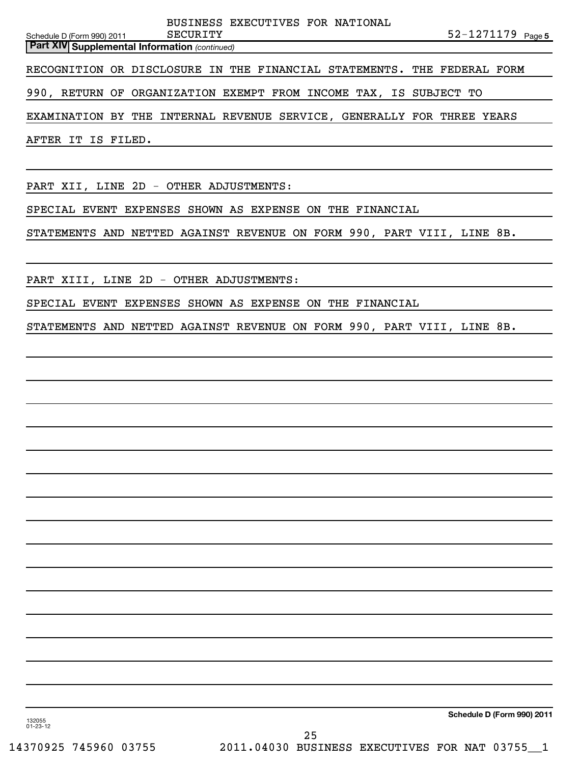BUSINESS EXECUTIVES FOR NATIONAL SECURITY

Schedule D (Form 990) 2011 52-1271179 Page 5

**Part XIV Supplemental Information** *(continued)*

RECOGNITION OR DISCLOSURE IN THE FINANCIAL STATEMENTS. THE FEDERAL FORM 990, RETURN OF ORGANIZATION EXEMPT FROM INCOME TAX, IS SUBJECT TO EXAMINATION BY THE INTERNAL REVENUE SERVICE, GENERALLY FOR THREE YEARS AFTER IT IS FILED.

PART XII, LINE 2D - OTHER ADJUSTMENTS:

SPECIAL EVENT EXPENSES SHOWN AS EXPENSE ON THE FINANCIAL STATEMENTS AND NETTED AGAINST REVENUE ON FORM 990, PART VIII, LINE 8B.

PART XIII, LINE 2D - OTHER ADJUSTMENTS:

SPECIAL EVENT EXPENSES SHOWN AS EXPENSE ON THE FINANCIAL STATEMENTS AND NETTED AGAINST REVENUE ON FORM 990, PART VIII, LINE 8B.

**Schedule D (Form 990) 2011**

132055 01-23-12

14370925 745960 03755 2011.04030 BUSINESS EXECUTIVES FOR NAT 03755__1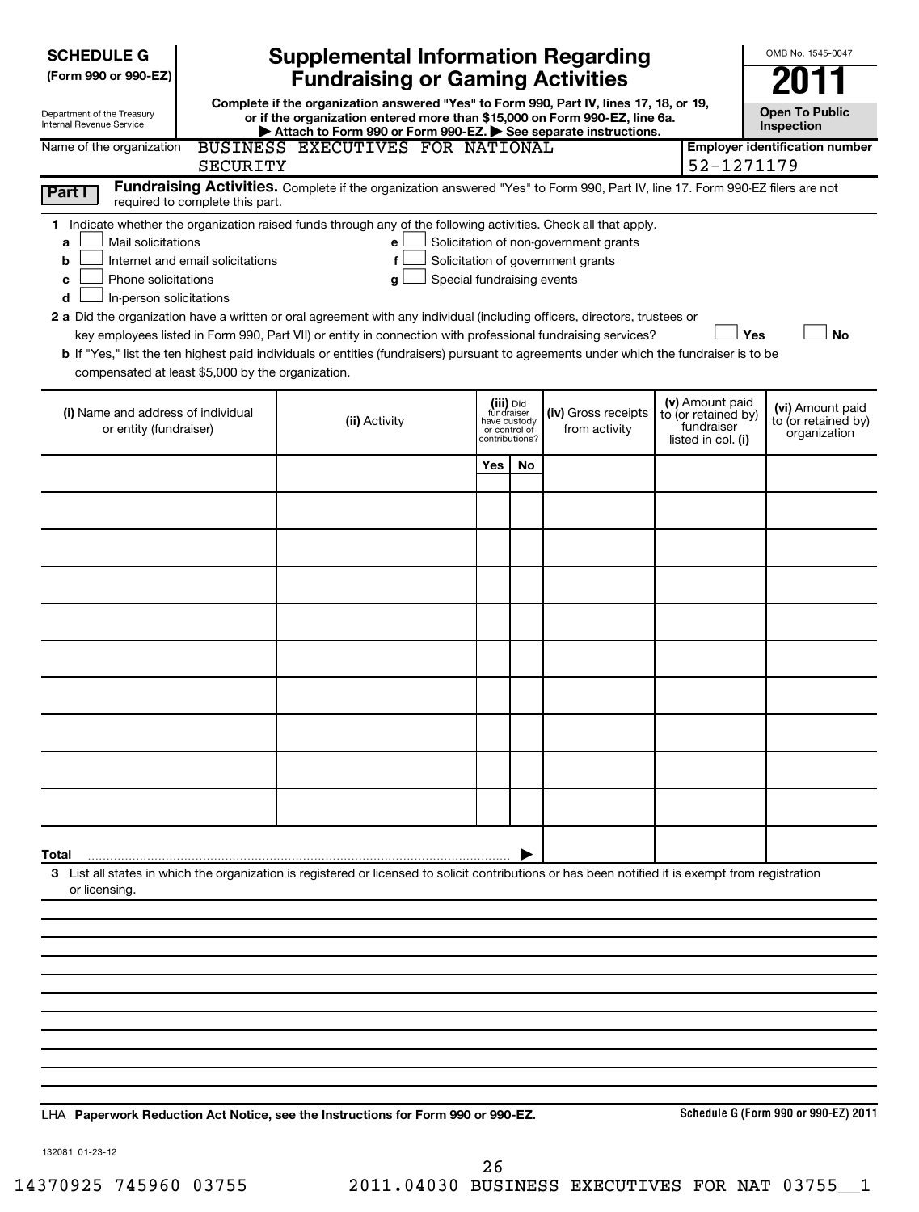**SCHEDULE G**
**(Form 990 or 990-EZ)**

Department of the Treasury
Internal Revenue Service

# Supplemental Information Regarding Fundraising or Gaming Activities

**Complete if the organization answered "Yes" to Form 990, Part IV, lines 17, 18, or 19, or if the organization entered more than $15,000 on Form 990-EZ, line 6a.**
**▶ Attach to Form 990 or Form 990-EZ. ▶ See separate instructions.**

OMB No. 1545-0047

**2011**

**Open To Public Inspection**

Name of the organization: BUSINESS EXECUTIVES FOR NATIONAL SECURITY

Employer identification number: 52-1271179

**Part I** **Fundraising Activities.** Complete if the organization answered "Yes" to Form 990, Part IV, line 17. Form 990-EZ filers are not required to complete this part.

**1** Indicate whether the organization raised funds through any of the following activities. Check all that apply.

- **a** ☐ Mail solicitations
- **b** ☐ Internet and email solicitations
- **c** ☐ Phone solicitations
- **d** ☐ In-person solicitations
- **e** ☐ Solicitation of non-government grants
- **f** ☐ Solicitation of government grants
- **g** ☐ Special fundraising events

**2 a** Did the organization have a written or oral agreement with any individual (including officers, directors, trustees or key employees listed in Form 990, Part VII) or entity in connection with professional fundraising services? ☐ **Yes** ☐ **No**

**b** If "Yes," list the ten highest paid individuals or entities (fundraisers) pursuant to agreements under which the fundraiser is to be compensated at least $5,000 by the organization.

| (i) Name and address of individual or entity (fundraiser) | (ii) Activity | (iii) Did fundraiser have custody or control of contributions? | | (iv) Gross receipts from activity | (v) Amount paid to (or retained by) fundraiser listed in col. (i) | (vi) Amount paid to (or retained by) organization |
|---|---|---|---|---|---|---|
| | | Yes | No | | | |
| | | | | | | |
| | | | | | | |
| | | | | | | |
| | | | | | | |
| | | | | | | |
| | | | | | | |
| | | | | | | |
| | | | | | | |
| | | | | | | |
| | | | | | | |
| **Total** ▶ | | | | | | |

**3** List all states in which the organization is registered or licensed to solicit contributions or has been notified it is exempt from registration or licensing.

LHA **Paperwork Reduction Act Notice, see the Instructions for Form 990 or 990-EZ.** **Schedule G (Form 990 or 990-EZ) 2011**

132081 01-23-12

14370925 745960 03755 2011.04030 BUSINESS EXECUTIVES FOR NAT 03755__1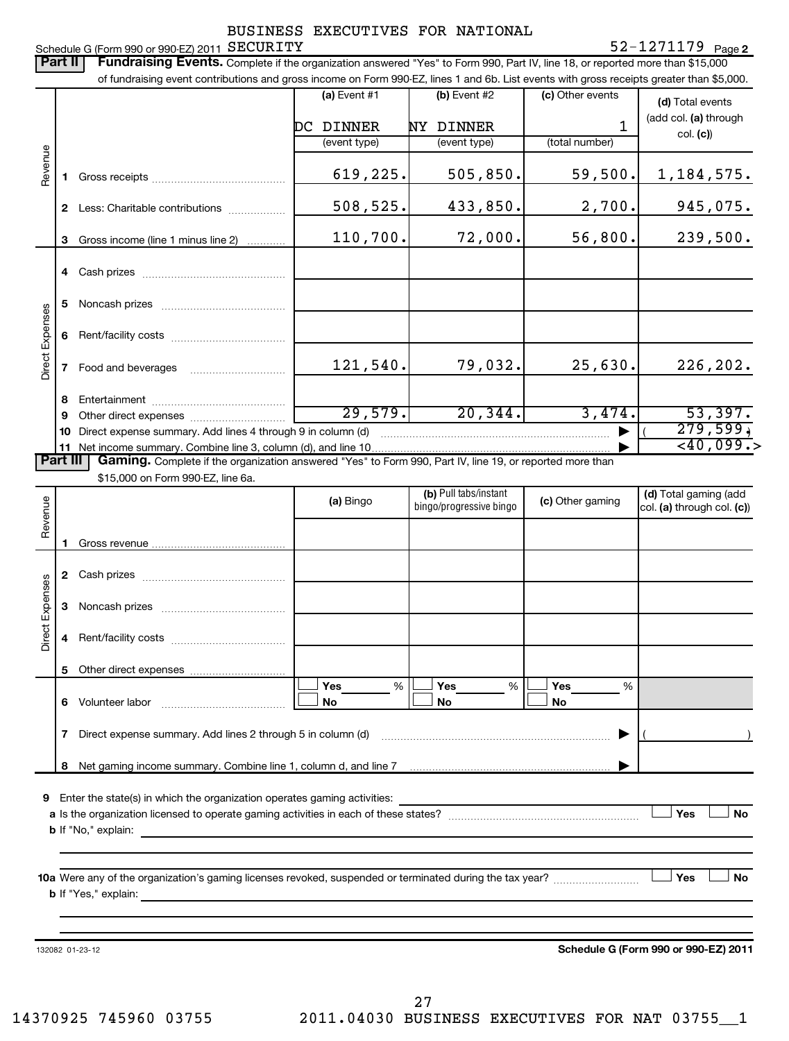BUSINESS EXECUTIVES FOR NATIONAL SECURITY

Schedule G (Form 990 or 990-EZ) 2011 52-1271179 Page 2

**Part II | Fundraising Events.** Complete if the organization answered "Yes" to Form 990, Part IV, line 18, or reported more than $15,000 of fundraising event contributions and gross income on Form 990-EZ, lines 1 and 6b. List events with gross receipts greater than $5,000.

| | | (a) Event #1 | (b) Event #2 | (c) Other events | (d) Total events (add col. (a) through col. (c)) |
|---|---|---|---|---|---|
| | | DC DINNER (event type) | NY DINNER (event type) | 1 (total number) | |
| Revenue | 1 Gross receipts | 619,225. | 505,850. | 59,500. | 1,184,575. |
| | 2 Less: Charitable contributions | 508,525. | 433,850. | 2,700. | 945,075. |
| | 3 Gross income (line 1 minus line 2) | 110,700. | 72,000. | 56,800. | 239,500. |
| Direct Expenses | 4 Cash prizes | | | | |
| | 5 Noncash prizes | | | | |
| | 6 Rent/facility costs | | | | |
| | 7 Food and beverages | 121,540. | 79,032. | 25,630. | 226,202. |
| | 8 Entertainment | | | | |
| | 9 Other direct expenses | 29,579. | 20,344. | 3,474. | 53,397. |
| | 10 Direct expense summary. Add lines 4 through 9 in column (d) | | | ▶ | ( 279,599.) |
| | 11 Net income summary. Combine line 3, column (d), and line 10 | | | ▶ | <40,099.> |

**Part III | Gaming.** Complete if the organization answered "Yes" to Form 990, Part IV, line 19, or reported more than $15,000 on Form 990-EZ, line 6a.

| | | (a) Bingo | (b) Pull tabs/instant bingo/progressive bingo | (c) Other gaming | (d) Total gaming (add col. (a) through col. (c)) |
|---|---|---|---|---|---|
| Revenue | 1 Gross revenue | | | | |
| Direct Expenses | 2 Cash prizes | | | | |
| | 3 Noncash prizes | | | | |
| | 4 Rent/facility costs | | | | |
| | 5 Other direct expenses | | | | |
| | 6 Volunteer labor | ☐ Yes ___% ☐ No | ☐ Yes ___% ☐ No | ☐ Yes ___% ☐ No | |
| | 7 Direct expense summary. Add lines 2 through 5 in column (d) | | | ▶ | ( ) |
| | 8 Net gaming income summary. Combine line 1, column d, and line 7 | | | ▶ | |

9 Enter the state(s) in which the organization operates gaming activities: ______

a Is the organization licensed to operate gaming activities in each of these states? ☐ Yes ☐ No

b If "No," explain: ______

10a Were any of the organization's gaming licenses revoked, suspended or terminated during the tax year? ☐ Yes ☐ No

b If "Yes," explain: ______

132082 01-23-12 **Schedule G (Form 990 or 990-EZ) 2011**

14370925 745960 03755 2011.04030 BUSINESS EXECUTIVES FOR NAT 03755__1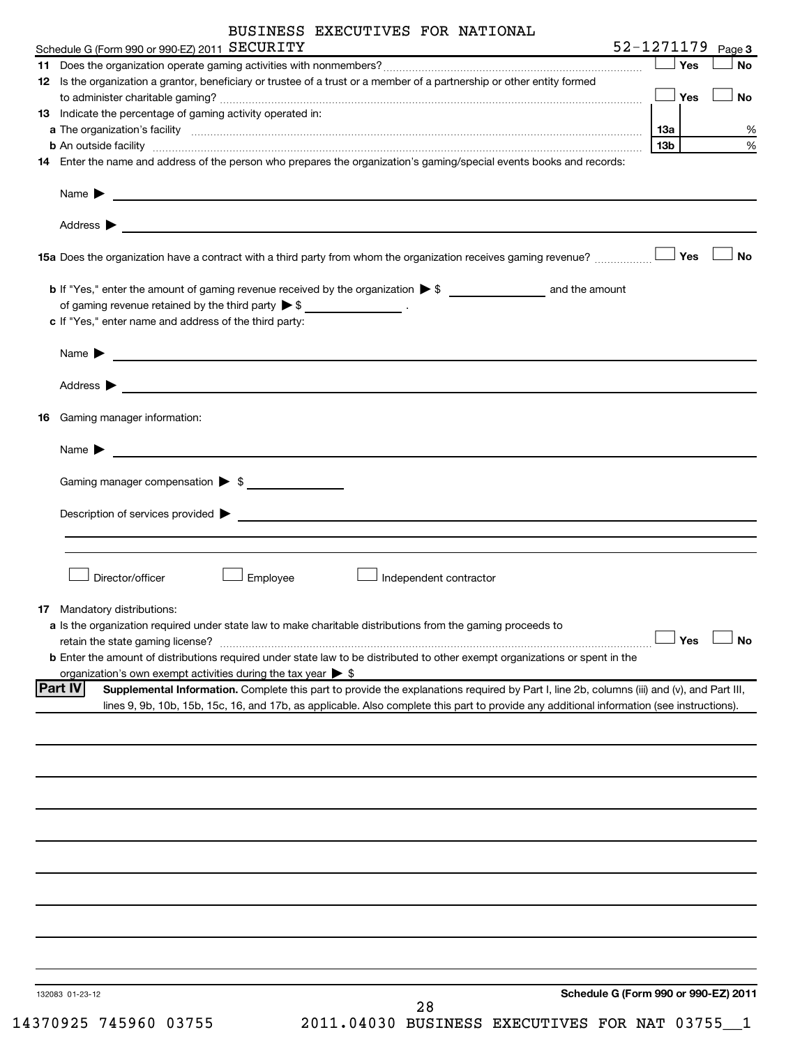BUSINESS EXECUTIVES FOR NATIONAL

Schedule G (Form 990 or 990-EZ) 2011 SECURITY 52-1271179 Page 3

11 Does the organization operate gaming activities with nonmembers? ☐ Yes ☐ No

12 Is the organization a grantor, beneficiary or trustee of a trust or a member of a partnership or other entity formed to administer charitable gaming? ☐ Yes ☐ No

13 Indicate the percentage of gaming activity operated in:

a The organization's facility — 13a ______ %

b An outside facility — 13b ______ %

14 Enter the name and address of the person who prepares the organization's gaming/special events books and records:

Name ▶

Address ▶

15a Does the organization have a contract with a third party from whom the organization receives gaming revenue? ☐ Yes ☐ No

b If "Yes," enter the amount of gaming revenue received by the organization ▶ $ ______ and the amount of gaming revenue retained by the third party ▶ $ ______ .

c If "Yes," enter name and address of the third party:

Name ▶

Address ▶

16 Gaming manager information:

Name ▶

Gaming manager compensation ▶ $ ______

Description of services provided ▶

☐ Director/officer ☐ Employee ☐ Independent contractor

17 Mandatory distributions:

a Is the organization required under state law to make charitable distributions from the gaming proceeds to retain the state gaming license? ☐ Yes ☐ No

b Enter the amount of distributions required under state law to be distributed to other exempt organizations or spent in the organization's own exempt activities during the tax year ▶ $

**Part IV** **Supplemental Information.** Complete this part to provide the explanations required by Part I, line 2b, columns (iii) and (v), and Part III, lines 9, 9b, 10b, 15b, 15c, 16, and 17b, as applicable. Also complete this part to provide any additional information (see instructions).

132083 01-23-12

**Schedule G (Form 990 or 990-EZ) 2011**

14370925 745960 03755 2011.04030 BUSINESS EXECUTIVES FOR NAT 03755__1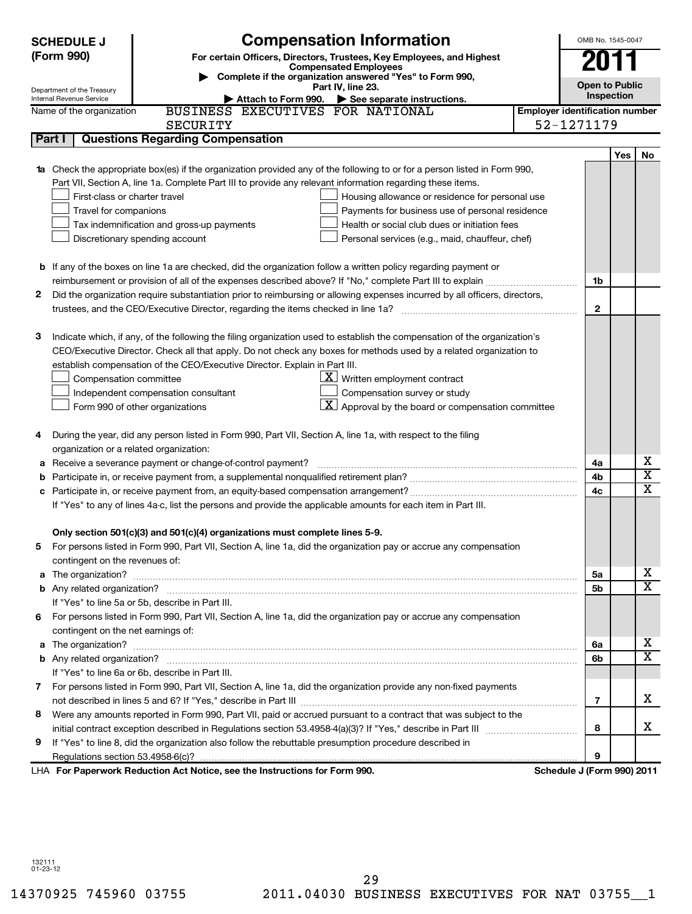**SCHEDULE J (Form 990)**

Department of the Treasury
Internal Revenue Service

# Compensation Information

**For certain Officers, Directors, Trustees, Key Employees, and Highest Compensated Employees**

▶ Complete if the organization answered "Yes" to Form 990, Part IV, line 23.

▶ Attach to Form 990. ▶ See separate instructions.

OMB No. 1545-0047

**2011**

**Open to Public Inspection**

Name of the organization: BUSINESS EXECUTIVES FOR NATIONAL SECURITY

Employer identification number: 52-1271179

## Part I Questions Regarding Compensation

| | | | Yes | No |
|---|---|---|---|---|
| **1a** | Check the appropriate box(es) if the organization provided any of the following to or for a person listed in Form 990, Part VII, Section A, line 1a. Complete Part III to provide any relevant information regarding these items.<br>☐ First-class or charter travel ☐ Housing allowance or residence for personal use<br>☐ Travel for companions ☐ Payments for business use of personal residence<br>☐ Tax indemnification and gross-up payments ☐ Health or social club dues or initiation fees<br>☐ Discretionary spending account ☐ Personal services (e.g., maid, chauffeur, chef) | | | |
| **b** | If any of the boxes on line 1a are checked, did the organization follow a written policy regarding payment or reimbursement or provision of all of the expenses described above? If "No," complete Part III to explain | 1b | | |
| **2** | Did the organization require substantiation prior to reimbursing or allowing expenses incurred by all officers, directors, trustees, and the CEO/Executive Director, regarding the items checked in line 1a? | 2 | | |
| **3** | Indicate which, if any, of the following the filing organization used to establish the compensation of the organization's CEO/Executive Director. Check all that apply. Do not check any boxes for methods used by a related organization to establish compensation of the CEO/Executive Director. Explain in Part III.<br>☐ Compensation committee ☒ Written employment contract<br>☐ Independent compensation consultant ☐ Compensation survey or study<br>☐ Form 990 of other organizations ☒ Approval by the board or compensation committee | | | |
| **4** | During the year, did any person listed in Form 990, Part VII, Section A, line 1a, with respect to the filing organization or a related organization: | | | |
| **a** | Receive a severance payment or change-of-control payment? | 4a | | X |
| **b** | Participate in, or receive payment from, a supplemental nonqualified retirement plan? | 4b | | X |
| **c** | Participate in, or receive payment from, an equity-based compensation arrangement? | 4c | | X |
| | If "Yes" to any of lines 4a-c, list the persons and provide the applicable amounts for each item in Part III. | | | |
| | **Only section 501(c)(3) and 501(c)(4) organizations must complete lines 5-9.** | | | |
| **5** | For persons listed in Form 990, Part VII, Section A, line 1a, did the organization pay or accrue any compensation contingent on the revenues of: | | | |
| **a** | The organization? | 5a | | X |
| **b** | Any related organization? | 5b | | X |
| | If "Yes" to line 5a or 5b, describe in Part III. | | | |
| **6** | For persons listed in Form 990, Part VII, Section A, line 1a, did the organization pay or accrue any compensation contingent on the net earnings of: | | | |
| **a** | The organization? | 6a | | X |
| **b** | Any related organization? | 6b | | X |
| | If "Yes" to line 6a or 6b, describe in Part III. | | | |
| **7** | For persons listed in Form 990, Part VII, Section A, line 1a, did the organization provide any non-fixed payments not described in lines 5 and 6? If "Yes," describe in Part III | 7 | | X |
| **8** | Were any amounts reported in Form 990, Part VII, paid or accrued pursuant to a contract that was subject to the initial contract exception described in Regulations section 53.4958-4(a)(3)? If "Yes," describe in Part III | 8 | | X |
| **9** | If "Yes" to line 8, did the organization also follow the rebuttable presumption procedure described in Regulations section 53.4958-6(c)? | 9 | | |

LHA **For Paperwork Reduction Act Notice, see the Instructions for Form 990.** **Schedule J (Form 990) 2011**

132111 01-23-12

14370925 745960 03755 2011.04030 BUSINESS EXECUTIVES FOR NAT 03755__1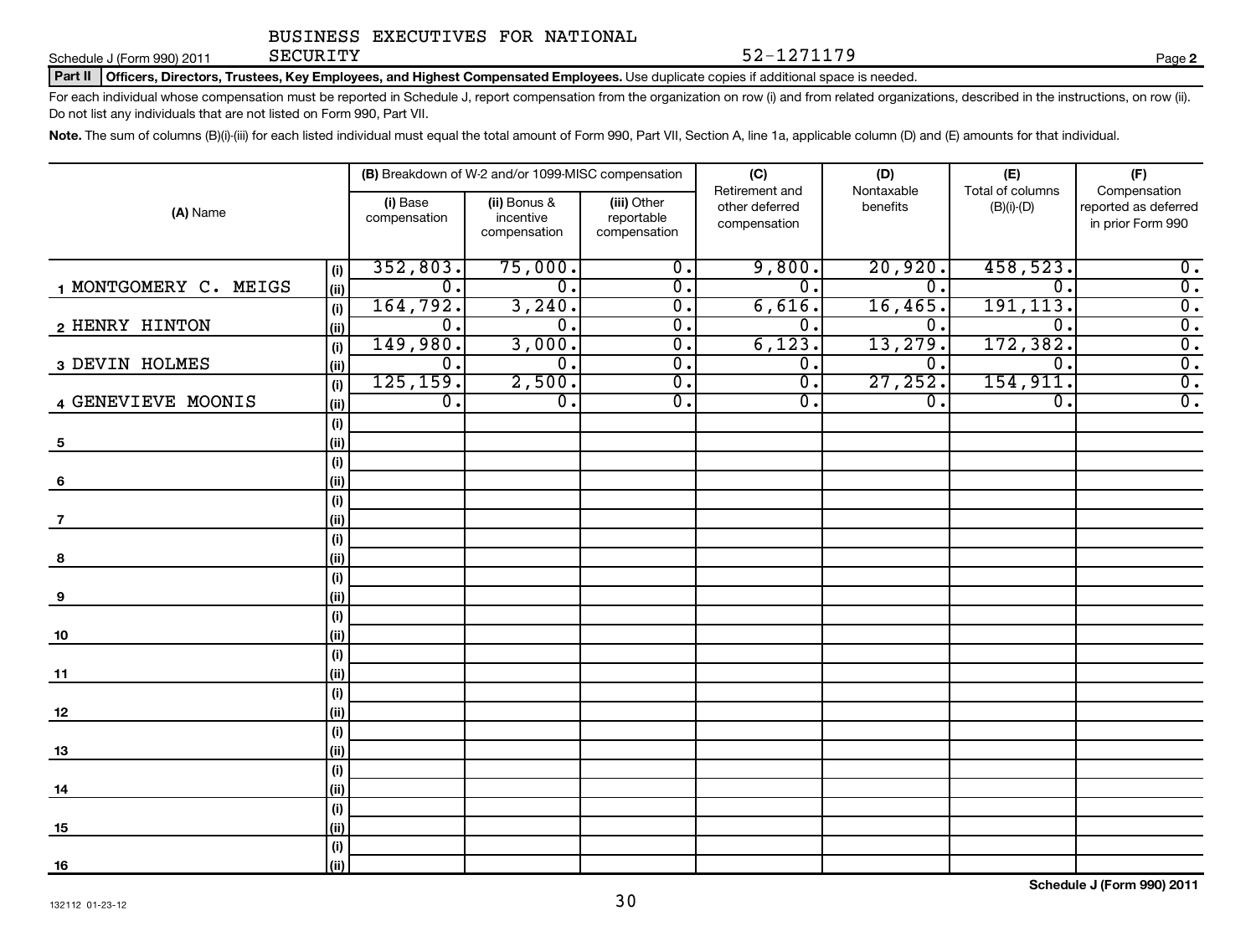BUSINESS EXECUTIVES FOR NATIONAL SECURITY

Schedule J (Form 990) 2011 — 52-1271179 — Page 2

**Part II** **Officers, Directors, Trustees, Key Employees, and Highest Compensated Employees.** Use duplicate copies if additional space is needed.

For each individual whose compensation must be reported in Schedule J, report compensation from the organization on row (i) and from related organizations, described in the instructions, on row (ii). Do not list any individuals that are not listed on Form 990, Part VII.

**Note.** The sum of columns (B)(i)-(iii) for each listed individual must equal the total amount of Form 990, Part VII, Section A, line 1a, applicable column (D) and (E) amounts for that individual.

| (A) Name | | (B) Breakdown of W-2 and/or 1099-MISC compensation | | | (C) Retirement and other deferred compensation | (D) Nontaxable benefits | (E) Total of columns (B)(i)-(D) | (F) Compensation reported as deferred in prior Form 990 |
|---|---|---|---|---|---|---|---|---|
| | | (i) Base compensation | (ii) Bonus & incentive compensation | (iii) Other reportable compensation | | | | |
| 1 MONTGOMERY C. MEIGS | (i) | 352,803. | 75,000. | 0. | 9,800. | 20,920. | 458,523. | 0. |
| | (ii) | 0. | 0. | 0. | 0. | 0. | 0. | 0. |
| 2 HENRY HINTON | (i) | 164,792. | 3,240. | 0. | 6,616. | 16,465. | 191,113. | 0. |
| | (ii) | 0. | 0. | 0. | 0. | 0. | 0. | 0. |
| 3 DEVIN HOLMES | (i) | 149,980. | 3,000. | 0. | 6,123. | 13,279. | 172,382. | 0. |
| | (ii) | 0. | 0. | 0. | 0. | 0. | 0. | 0. |
| 4 GENEVIEVE MOONIS | (i) | 125,159. | 2,500. | 0. | 0. | 27,252. | 154,911. | 0. |
| | (ii) | 0. | 0. | 0. | 0. | 0. | 0. | 0. |
| 5 | (i) | | | | | | | |
| | (ii) | | | | | | | |
| 6 | (i) | | | | | | | |
| | (ii) | | | | | | | |
| 7 | (i) | | | | | | | |
| | (ii) | | | | | | | |
| 8 | (i) | | | | | | | |
| | (ii) | | | | | | | |
| 9 | (i) | | | | | | | |
| | (ii) | | | | | | | |
| 10 | (i) | | | | | | | |
| | (ii) | | | | | | | |
| 11 | (i) | | | | | | | |
| | (ii) | | | | | | | |
| 12 | (i) | | | | | | | |
| | (ii) | | | | | | | |
| 13 | (i) | | | | | | | |
| | (ii) | | | | | | | |
| 14 | (i) | | | | | | | |
| | (ii) | | | | | | | |
| 15 | (i) | | | | | | | |
| | (ii) | | | | | | | |
| 16 | (i) | | | | | | | |
| | (ii) | | | | | | | |

**Schedule J (Form 990) 2011**

132112 01-23-12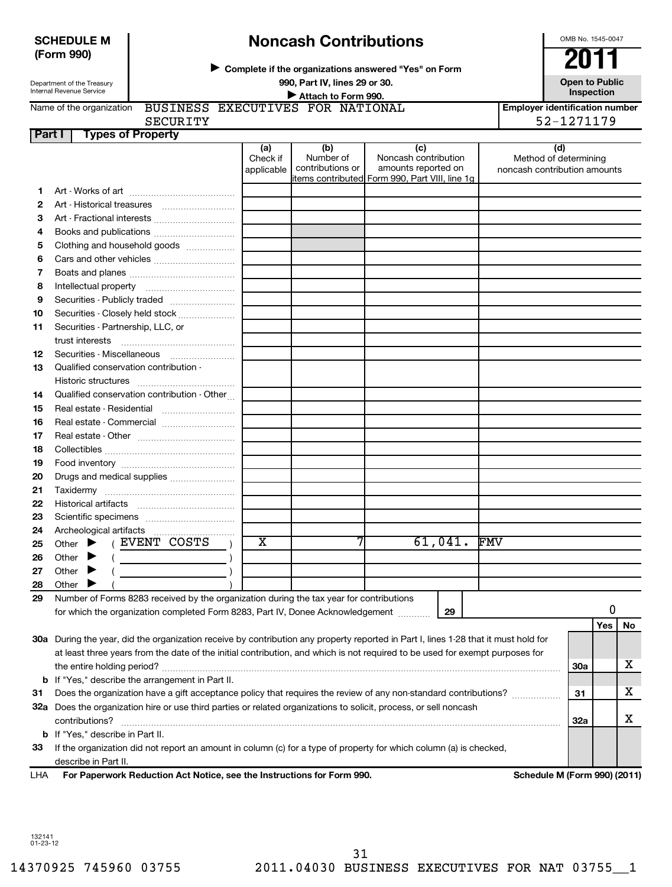**SCHEDULE M (Form 990)**

Department of the Treasury
Internal Revenue Service

# Noncash Contributions

▶ Complete if the organizations answered "Yes" on Form 990, Part IV, lines 29 or 30.

▶ Attach to Form 990.

OMB No. 1545-0047

**2011**

**Open to Public Inspection**

Name of the organization: BUSINESS EXECUTIVES FOR NATIONAL SECURITY

Employer identification number: 52-1271179

## Part I Types of Property

| | | (a) Check if applicable | (b) Number of contributions or items contributed | (c) Noncash contribution amounts reported on Form 990, Part VIII, line 1g | (d) Method of determining noncash contribution amounts |
|---|---|---|---|---|---|
| 1 | Art - Works of art | | | | |
| 2 | Art - Historical treasures | | | | |
| 3 | Art - Fractional interests | | | | |
| 4 | Books and publications | | | | |
| 5 | Clothing and household goods | | | | |
| 6 | Cars and other vehicles | | | | |
| 7 | Boats and planes | | | | |
| 8 | Intellectual property | | | | |
| 9 | Securities - Publicly traded | | | | |
| 10 | Securities - Closely held stock | | | | |
| 11 | Securities - Partnership, LLC, or trust interests | | | | |
| 12 | Securities - Miscellaneous | | | | |
| 13 | Qualified conservation contribution - Historic structures | | | | |
| 14 | Qualified conservation contribution - Other | | | | |
| 15 | Real estate - Residential | | | | |
| 16 | Real estate - Commercial | | | | |
| 17 | Real estate - Other | | | | |
| 18 | Collectibles | | | | |
| 19 | Food inventory | | | | |
| 20 | Drugs and medical supplies | | | | |
| 21 | Taxidermy | | | | |
| 22 | Historical artifacts | | | | |
| 23 | Scientific specimens | | | | |
| 24 | Archeological artifacts | | | | |
| 25 | Other ▶ ( EVENT COSTS ) | X | 7 | 61,041. | FMV |
| 26 | Other ▶ ( ) | | | | |
| 27 | Other ▶ ( ) | | | | |
| 28 | Other ▶ ( ) | | | | |

**29** Number of Forms 8283 received by the organization during the tax year for contributions for which the organization completed Form 8283, Part IV, Donee Acknowledgement ..... **29** 0

| | | | Yes | No |
|---|---|---|---|---|
| **30a** | During the year, did the organization receive by contribution any property reported in Part I, lines 1-28 that it must hold for at least three years from the date of the initial contribution, and which is not required to be used for exempt purposes for the entire holding period? | 30a | | X |
| **b** | If "Yes," describe the arrangement in Part II. | | | |
| **31** | Does the organization have a gift acceptance policy that requires the review of any non-standard contributions? | 31 | | X |
| **32a** | Does the organization hire or use third parties or related organizations to solicit, process, or sell noncash contributions? | 32a | | X |
| **b** | If "Yes," describe in Part II. | | | |
| **33** | If the organization did not report an amount in column (c) for a type of property for which column (a) is checked, describe in Part II. | | | |

LHA **For Paperwork Reduction Act Notice, see the Instructions for Form 990.** **Schedule M (Form 990) (2011)**

132141
01-23-12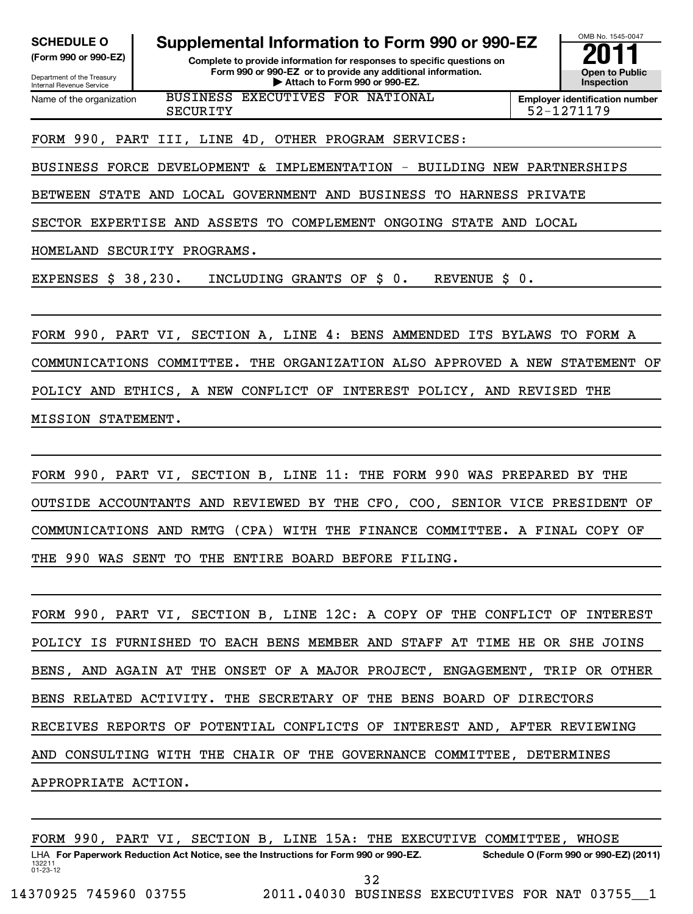**SCHEDULE O (Form 990 or 990-EZ)**

Department of the Treasury
Internal Revenue Service

# Supplemental Information to Form 990 or 990-EZ

**Complete to provide information for responses to specific questions on Form 990 or 990-EZ or to provide any additional information.**
**▶ Attach to Form 990 or 990-EZ.**

OMB No. 1545-0047

**2011**

**Open to Public Inspection**

Name of the organization: BUSINESS EXECUTIVES FOR NATIONAL SECURITY

**Employer identification number:** 52-1271179

FORM 990, PART III, LINE 4D, OTHER PROGRAM SERVICES:

BUSINESS FORCE DEVELOPMENT & IMPLEMENTATION - BUILDING NEW PARTNERSHIPS BETWEEN STATE AND LOCAL GOVERNMENT AND BUSINESS TO HARNESS PRIVATE SECTOR EXPERTISE AND ASSETS TO COMPLEMENT ONGOING STATE AND LOCAL HOMELAND SECURITY PROGRAMS.

EXPENSES $ 38,230. INCLUDING GRANTS OF $ 0. REVENUE $ 0.

FORM 990, PART VI, SECTION A, LINE 4: BENS AMMENDED ITS BYLAWS TO FORM A COMMUNICATIONS COMMITTEE. THE ORGANIZATION ALSO APPROVED A NEW STATEMENT OF POLICY AND ETHICS, A NEW CONFLICT OF INTEREST POLICY, AND REVISED THE MISSION STATEMENT.

FORM 990, PART VI, SECTION B, LINE 11: THE FORM 990 WAS PREPARED BY THE OUTSIDE ACCOUNTANTS AND REVIEWED BY THE CFO, COO, SENIOR VICE PRESIDENT OF COMMUNICATIONS AND RMTG (CPA) WITH THE FINANCE COMMITTEE. A FINAL COPY OF THE 990 WAS SENT TO THE ENTIRE BOARD BEFORE FILING.

FORM 990, PART VI, SECTION B, LINE 12C: A COPY OF THE CONFLICT OF INTEREST POLICY IS FURNISHED TO EACH BENS MEMBER AND STAFF AT TIME HE OR SHE JOINS BENS, AND AGAIN AT THE ONSET OF A MAJOR PROJECT, ENGAGEMENT, TRIP OR OTHER BENS RELATED ACTIVITY. THE SECRETARY OF THE BENS BOARD OF DIRECTORS RECEIVES REPORTS OF POTENTIAL CONFLICTS OF INTEREST AND, AFTER REVIEWING AND CONSULTING WITH THE CHAIR OF THE GOVERNANCE COMMITTEE, DETERMINES APPROPRIATE ACTION.

FORM 990, PART VI, SECTION B, LINE 15A: THE EXECUTIVE COMMITTEE, WHOSE

LHA **For Paperwork Reduction Act Notice, see the Instructions for Form 990 or 990-EZ.** **Schedule O (Form 990 or 990-EZ) (2011)**

132211
01-23-12

14370925 745960 03755 2011.04030 BUSINESS EXECUTIVES FOR NAT 03755__1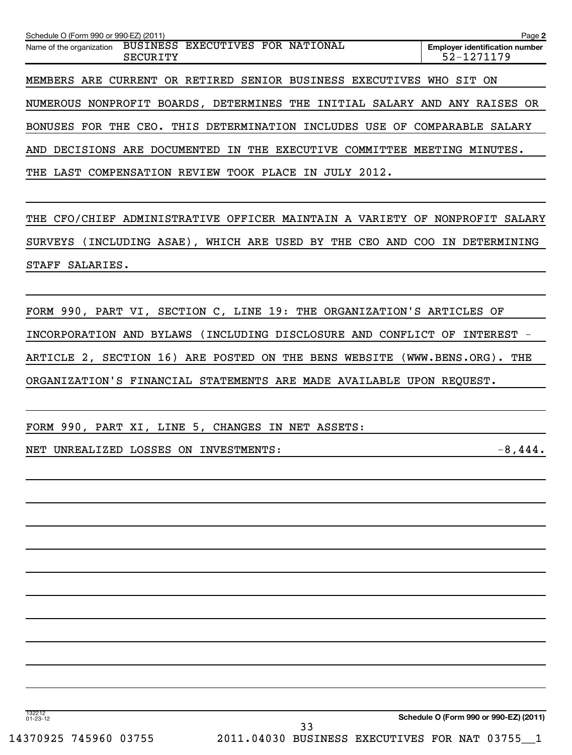Schedule O (Form 990 or 990-EZ) (2011) Page **2**

| Name of the organization | Employer identification number |
|---|---|
| BUSINESS EXECUTIVES FOR NATIONAL SECURITY | 52-1271179 |

MEMBERS ARE CURRENT OR RETIRED SENIOR BUSINESS EXECUTIVES WHO SIT ON NUMEROUS NONPROFIT BOARDS, DETERMINES THE INITIAL SALARY AND ANY RAISES OR BONUSES FOR THE CEO. THIS DETERMINATION INCLUDES USE OF COMPARABLE SALARY AND DECISIONS ARE DOCUMENTED IN THE EXECUTIVE COMMITTEE MEETING MINUTES. THE LAST COMPENSATION REVIEW TOOK PLACE IN JULY 2012.

THE CFO/CHIEF ADMINISTRATIVE OFFICER MAINTAIN A VARIETY OF NONPROFIT SALARY SURVEYS (INCLUDING ASAE), WHICH ARE USED BY THE CEO AND COO IN DETERMINING STAFF SALARIES.

FORM 990, PART VI, SECTION C, LINE 19: THE ORGANIZATION'S ARTICLES OF INCORPORATION AND BYLAWS (INCLUDING DISCLOSURE AND CONFLICT OF INTEREST - ARTICLE 2, SECTION 16) ARE POSTED ON THE BENS WEBSITE (WWW.BENS.ORG). THE ORGANIZATION'S FINANCIAL STATEMENTS ARE MADE AVAILABLE UPON REQUEST.

FORM 990, PART XI, LINE 5, CHANGES IN NET ASSETS:

NET UNREALIZED LOSSES ON INVESTMENTS: -8,444.

132212 01-23-12

**Schedule O (Form 990 or 990-EZ) (2011)**

14370925 745960 03755 2011.04030 BUSINESS EXECUTIVES FOR NAT 03755__1